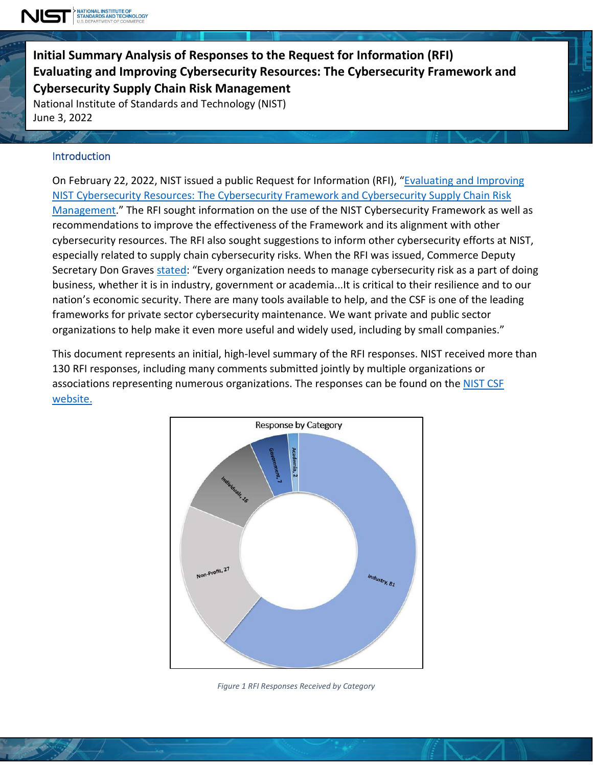# Initial Summary Analysis of Responses to the Request for Information (RFI) Evaluating and Improving Cybersecurity Resources: The Cybersecurity Framework and Cybersecurity Supply Chain Risk Management

National Institute of Standards and Technology (NIST)
June 3, 2022

## Introduction

On February 22, 2022, NIST issued a public Request for Information (RFI), "Evaluating and Improving NIST Cybersecurity Resources: The Cybersecurity Framework and Cybersecurity Supply Chain Risk Management." The RFI sought information on the use of the NIST Cybersecurity Framework as well as recommendations to improve the effectiveness of the Framework and its alignment with other cybersecurity resources. The RFI also sought suggestions to inform other cybersecurity efforts at NIST, especially related to supply chain cybersecurity risks. When the RFI was issued, Commerce Deputy Secretary Don Graves stated: "Every organization needs to manage cybersecurity risk as a part of doing business, whether it is in industry, government or academia...It is critical to their resilience and to our nation's economic security. There are many tools available to help, and the CSF is one of the leading frameworks for private sector cybersecurity maintenance. We want private and public sector organizations to help make it even more useful and widely used, including by small companies."

This document represents an initial, high-level summary of the RFI responses. NIST received more than 130 RFI responses, including many comments submitted jointly by multiple organizations or associations representing numerous organizations. The responses can be found on the NIST CSF website.

Response by Category

| Category | Responses |
|---|---|
| Industry | 81 |
| Non-Profit | 27 |
| Individuals | 16 |
| Government | 7 |
| Academia | 2 |

*Figure 1 RFI Responses Received by Category*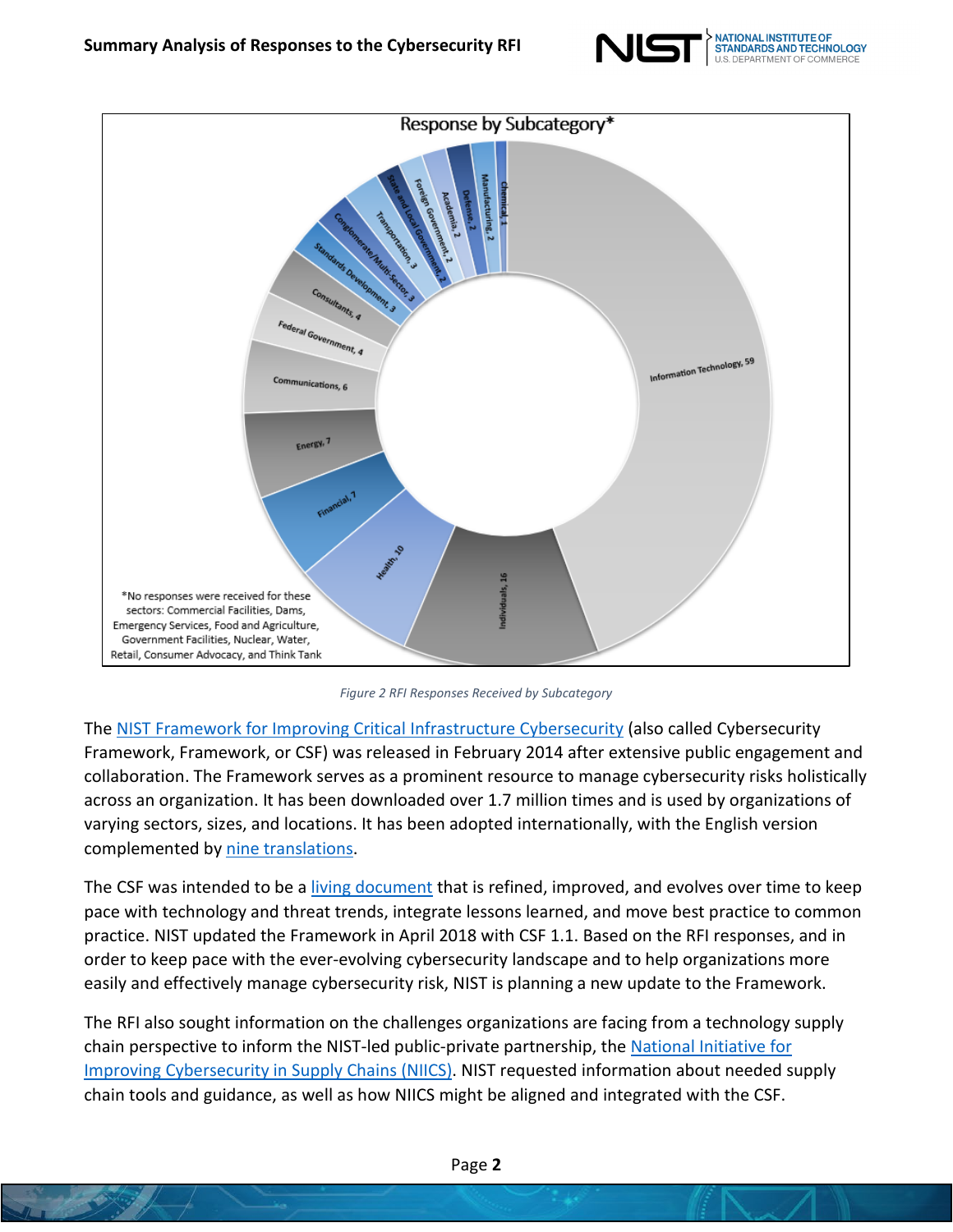Figure 2 RFI Responses Received by Subcategory

The [NIST Framework for Improving Critical Infrastructure Cybersecurity](#) (also called Cybersecurity Framework, Framework, or CSF) was released in February 2014 after extensive public engagement and collaboration. The Framework serves as a prominent resource to manage cybersecurity risks holistically across an organization. It has been downloaded over 1.7 million times and is used by organizations of varying sectors, sizes, and locations. It has been adopted internationally, with the English version complemented by [nine translations](#).

The CSF was intended to be a [living document](#) that is refined, improved, and evolves over time to keep pace with technology and threat trends, integrate lessons learned, and move best practice to common practice. NIST updated the Framework in April 2018 with CSF 1.1. Based on the RFI responses, and in order to keep pace with the ever-evolving cybersecurity landscape and to help organizations more easily and effectively manage cybersecurity risk, NIST is planning a new update to the Framework.

The RFI also sought information on the challenges organizations are facing from a technology supply chain perspective to inform the NIST-led public-private partnership, the [National Initiative for Improving Cybersecurity in Supply Chains (NIICS)](#). NIST requested information about needed supply chain tools and guidance, as well as how NIICS might be aligned and integrated with the CSF.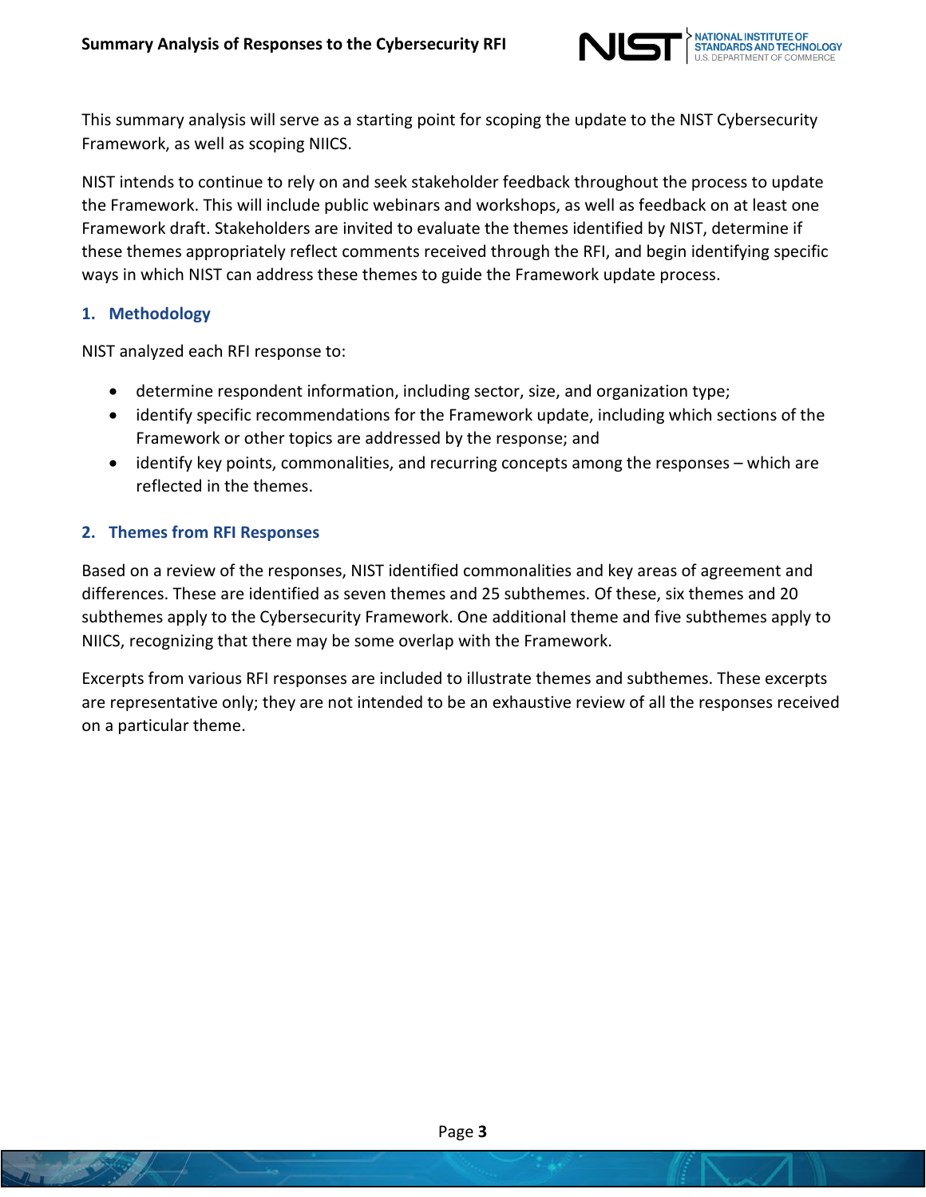This summary analysis will serve as a starting point for scoping the update to the NIST Cybersecurity Framework, as well as scoping NIICS.

NIST intends to continue to rely on and seek stakeholder feedback throughout the process to update the Framework. This will include public webinars and workshops, as well as feedback on at least one Framework draft. Stakeholders are invited to evaluate the themes identified by NIST, determine if these themes appropriately reflect comments received through the RFI, and begin identifying specific ways in which NIST can address these themes to guide the Framework update process.

## 1. Methodology

NIST analyzed each RFI response to:

- determine respondent information, including sector, size, and organization type;
- identify specific recommendations for the Framework update, including which sections of the Framework or other topics are addressed by the response; and
- identify key points, commonalities, and recurring concepts among the responses – which are reflected in the themes.

## 2. Themes from RFI Responses

Based on a review of the responses, NIST identified commonalities and key areas of agreement and differences. These are identified as seven themes and 25 subthemes. Of these, six themes and 20 subthemes apply to the Cybersecurity Framework. One additional theme and five subthemes apply to NIICS, recognizing that there may be some overlap with the Framework.

Excerpts from various RFI responses are included to illustrate themes and subthemes. These excerpts are representative only; they are not intended to be an exhaustive review of all the responses received on a particular theme.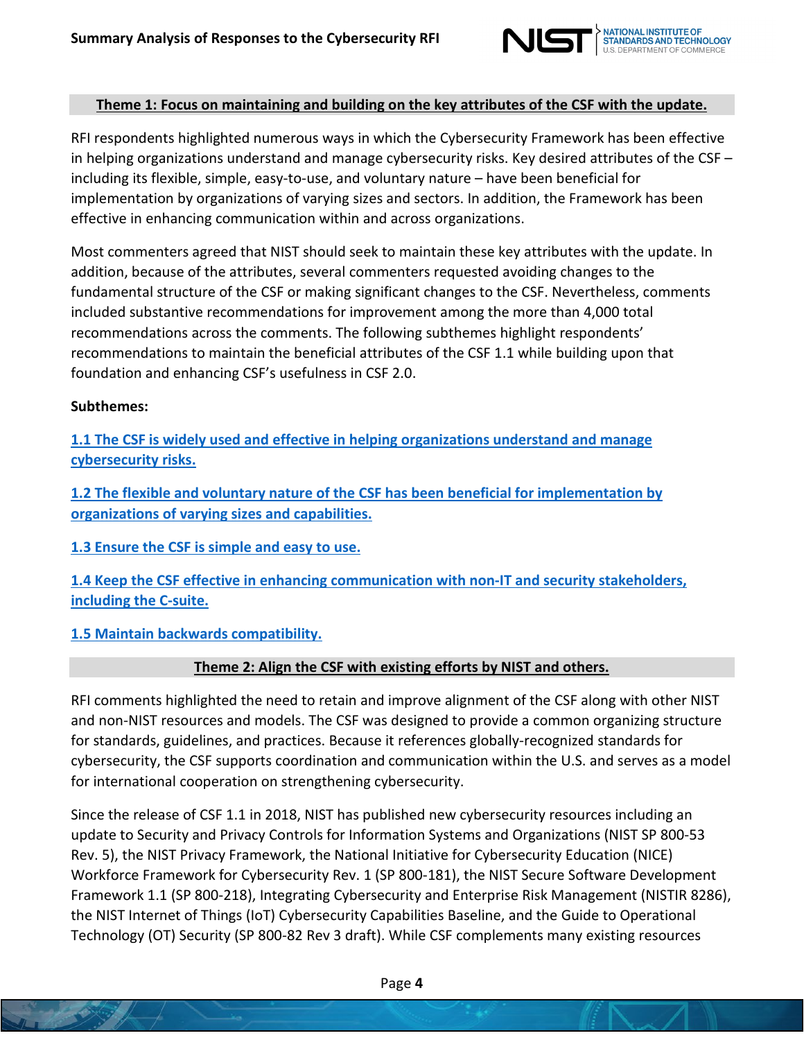## Theme 1: Focus on maintaining and building on the key attributes of the CSF with the update.

RFI respondents highlighted numerous ways in which the Cybersecurity Framework has been effective in helping organizations understand and manage cybersecurity risks. Key desired attributes of the CSF – including its flexible, simple, easy-to-use, and voluntary nature – have been beneficial for implementation by organizations of varying sizes and sectors. In addition, the Framework has been effective in enhancing communication within and across organizations.

Most commenters agreed that NIST should seek to maintain these key attributes with the update. In addition, because of the attributes, several commenters requested avoiding changes to the fundamental structure of the CSF or making significant changes to the CSF. Nevertheless, comments included substantive recommendations for improvement among the more than 4,000 total recommendations across the comments. The following subthemes highlight respondents' recommendations to maintain the beneficial attributes of the CSF 1.1 while building upon that foundation and enhancing CSF's usefulness in CSF 2.0.

**Subthemes:**

**1.1 The CSF is widely used and effective in helping organizations understand and manage cybersecurity risks.**

**1.2 The flexible and voluntary nature of the CSF has been beneficial for implementation by organizations of varying sizes and capabilities.**

**1.3 Ensure the CSF is simple and easy to use.**

**1.4 Keep the CSF effective in enhancing communication with non-IT and security stakeholders, including the C-suite.**

**1.5 Maintain backwards compatibility.**

## Theme 2: Align the CSF with existing efforts by NIST and others.

RFI comments highlighted the need to retain and improve alignment of the CSF along with other NIST and non-NIST resources and models. The CSF was designed to provide a common organizing structure for standards, guidelines, and practices. Because it references globally-recognized standards for cybersecurity, the CSF supports coordination and communication within the U.S. and serves as a model for international cooperation on strengthening cybersecurity.

Since the release of CSF 1.1 in 2018, NIST has published new cybersecurity resources including an update to Security and Privacy Controls for Information Systems and Organizations (NIST SP 800-53 Rev. 5), the NIST Privacy Framework, the National Initiative for Cybersecurity Education (NICE) Workforce Framework for Cybersecurity Rev. 1 (SP 800-181), the NIST Secure Software Development Framework 1.1 (SP 800-218), Integrating Cybersecurity and Enterprise Risk Management (NISTIR 8286), the NIST Internet of Things (IoT) Cybersecurity Capabilities Baseline, and the Guide to Operational Technology (OT) Security (SP 800-82 Rev 3 draft). While CSF complements many existing resources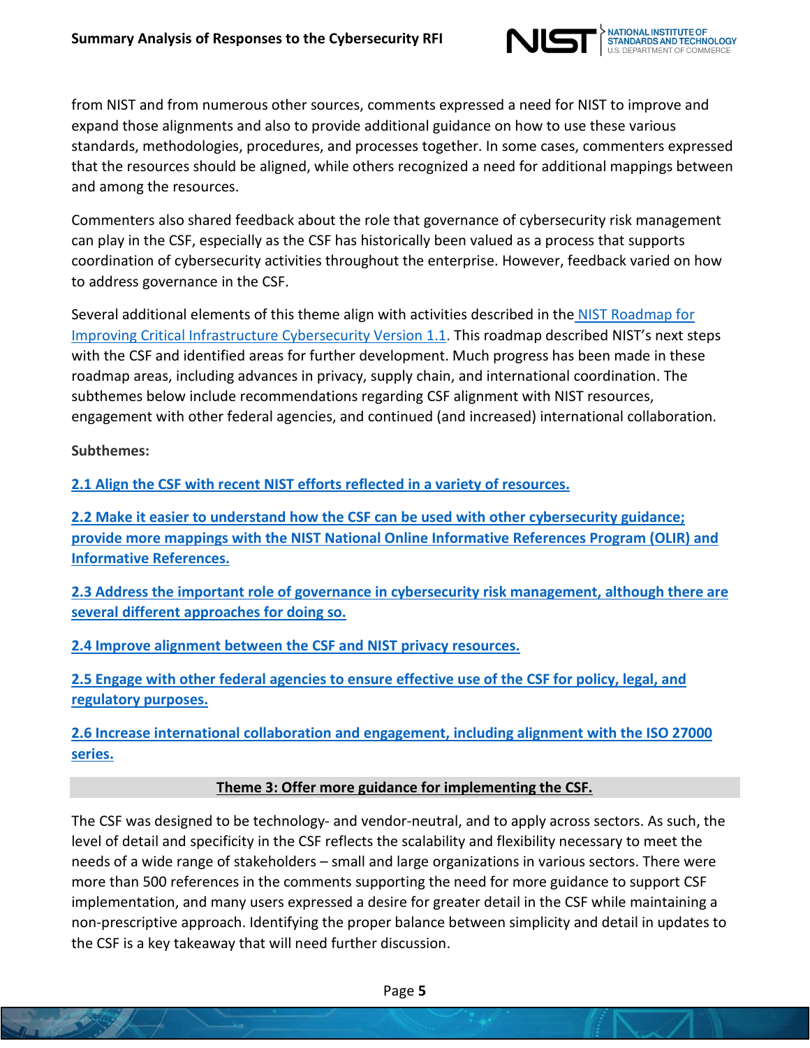from NIST and from numerous other sources, comments expressed a need for NIST to improve and expand those alignments and also to provide additional guidance on how to use these various standards, methodologies, procedures, and processes together. In some cases, commenters expressed that the resources should be aligned, while others recognized a need for additional mappings between and among the resources.

Commenters also shared feedback about the role that governance of cybersecurity risk management can play in the CSF, especially as the CSF has historically been valued as a process that supports coordination of cybersecurity activities throughout the enterprise. However, feedback varied on how to address governance in the CSF.

Several additional elements of this theme align with activities described in the NIST Roadmap for Improving Critical Infrastructure Cybersecurity Version 1.1. This roadmap described NIST's next steps with the CSF and identified areas for further development. Much progress has been made in these roadmap areas, including advances in privacy, supply chain, and international coordination. The subthemes below include recommendations regarding CSF alignment with NIST resources, engagement with other federal agencies, and continued (and increased) international collaboration.

**Subthemes:**

**2.1 Align the CSF with recent NIST efforts reflected in a variety of resources.**

**2.2 Make it easier to understand how the CSF can be used with other cybersecurity guidance; provide more mappings with the NIST National Online Informative References Program (OLIR) and Informative References.**

**2.3 Address the important role of governance in cybersecurity risk management, although there are several different approaches for doing so.**

**2.4 Improve alignment between the CSF and NIST privacy resources.**

**2.5 Engage with other federal agencies to ensure effective use of the CSF for policy, legal, and regulatory purposes.**

**2.6 Increase international collaboration and engagement, including alignment with the ISO 27000 series.**

## Theme 3: Offer more guidance for implementing the CSF.

The CSF was designed to be technology- and vendor-neutral, and to apply across sectors. As such, the level of detail and specificity in the CSF reflects the scalability and flexibility necessary to meet the needs of a wide range of stakeholders – small and large organizations in various sectors. There were more than 500 references in the comments supporting the need for more guidance to support CSF implementation, and many users expressed a desire for greater detail in the CSF while maintaining a non-prescriptive approach. Identifying the proper balance between simplicity and detail in updates to the CSF is a key takeaway that will need further discussion.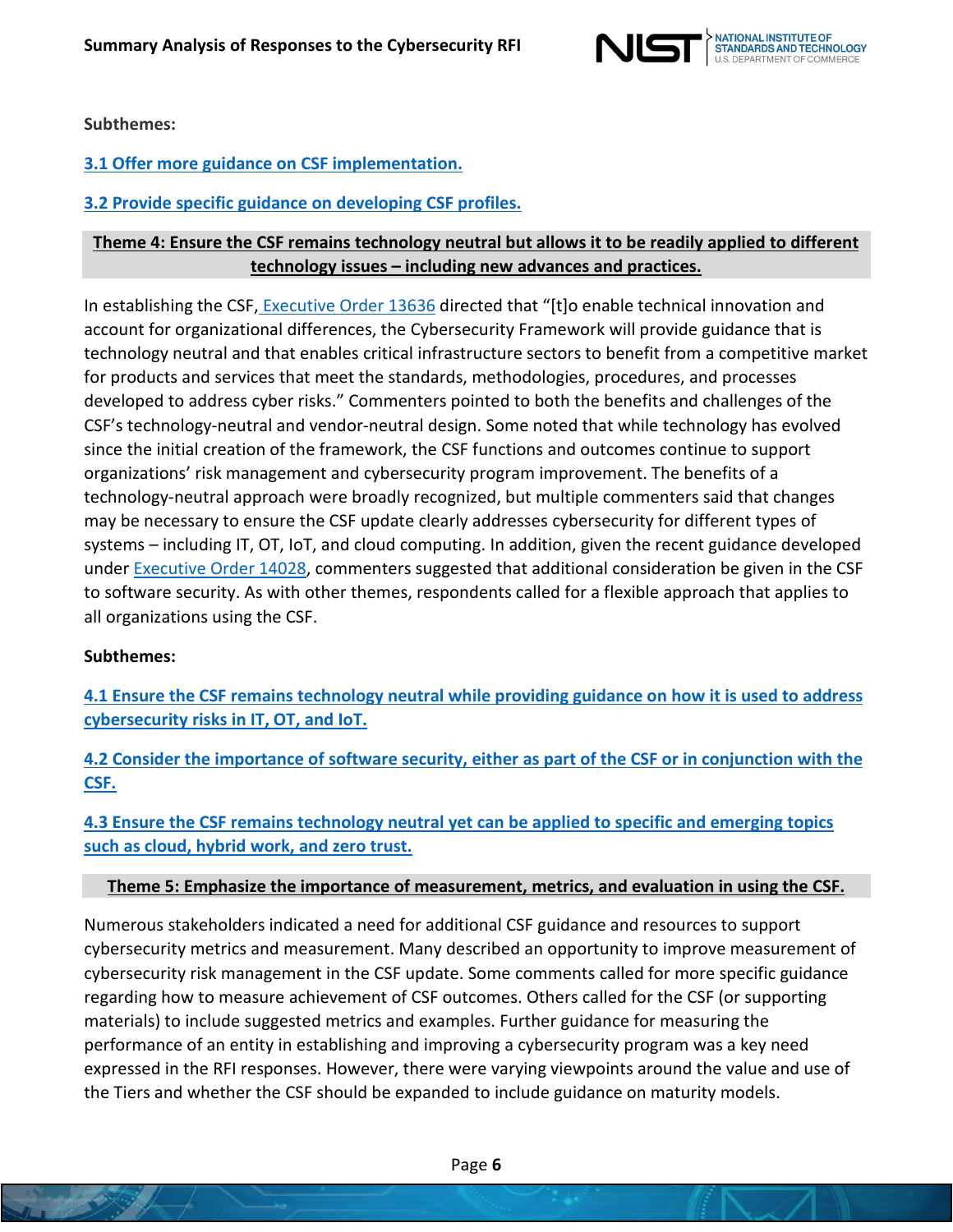**Subthemes:**

3.1 Offer more guidance on CSF implementation.

3.2 Provide specific guidance on developing CSF profiles.

## Theme 4: Ensure the CSF remains technology neutral but allows it to be readily applied to different technology issues – including new advances and practices.

In establishing the CSF, Executive Order 13636 directed that "[t]o enable technical innovation and account for organizational differences, the Cybersecurity Framework will provide guidance that is technology neutral and that enables critical infrastructure sectors to benefit from a competitive market for products and services that meet the standards, methodologies, procedures, and processes developed to address cyber risks." Commenters pointed to both the benefits and challenges of the CSF's technology-neutral and vendor-neutral design. Some noted that while technology has evolved since the initial creation of the framework, the CSF functions and outcomes continue to support organizations' risk management and cybersecurity program improvement. The benefits of a technology-neutral approach were broadly recognized, but multiple commenters said that changes may be necessary to ensure the CSF update clearly addresses cybersecurity for different types of systems – including IT, OT, IoT, and cloud computing. In addition, given the recent guidance developed under Executive Order 14028, commenters suggested that additional consideration be given in the CSF to software security. As with other themes, respondents called for a flexible approach that applies to all organizations using the CSF.

**Subthemes:**

4.1 Ensure the CSF remains technology neutral while providing guidance on how it is used to address cybersecurity risks in IT, OT, and IoT.

4.2 Consider the importance of software security, either as part of the CSF or in conjunction with the CSF.

4.3 Ensure the CSF remains technology neutral yet can be applied to specific and emerging topics such as cloud, hybrid work, and zero trust.

## Theme 5: Emphasize the importance of measurement, metrics, and evaluation in using the CSF.

Numerous stakeholders indicated a need for additional CSF guidance and resources to support cybersecurity metrics and measurement. Many described an opportunity to improve measurement of cybersecurity risk management in the CSF update. Some comments called for more specific guidance regarding how to measure achievement of CSF outcomes. Others called for the CSF (or supporting materials) to include suggested metrics and examples. Further guidance for measuring the performance of an entity in establishing and improving a cybersecurity program was a key need expressed in the RFI responses. However, there were varying viewpoints around the value and use of the Tiers and whether the CSF should be expanded to include guidance on maturity models.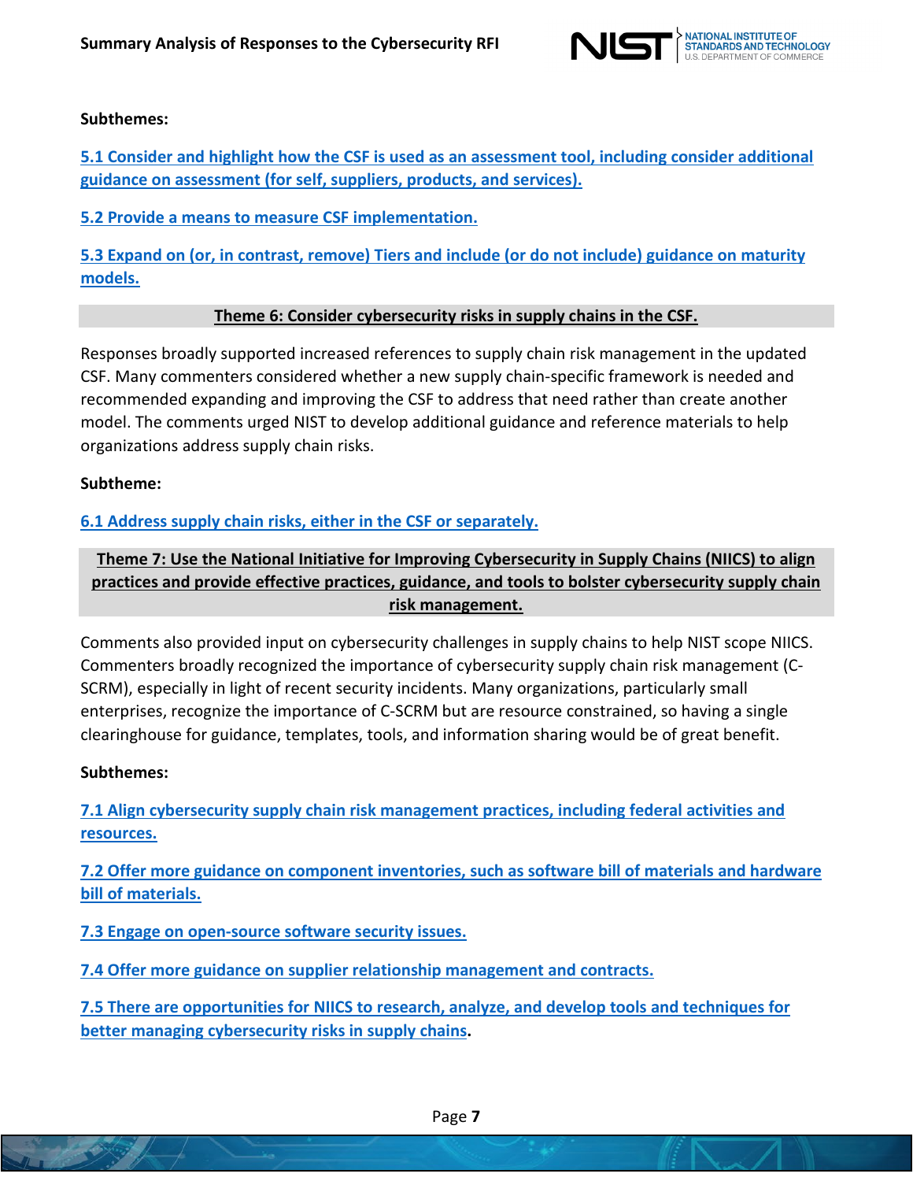**Subthemes:**

5.1 Consider and highlight how the CSF is used as an assessment tool, including consider additional guidance on assessment (for self, suppliers, products, and services).

5.2 Provide a means to measure CSF implementation.

5.3 Expand on (or, in contrast, remove) Tiers and include (or do not include) guidance on maturity models.

## Theme 6: Consider cybersecurity risks in supply chains in the CSF.

Responses broadly supported increased references to supply chain risk management in the updated CSF. Many commenters considered whether a new supply chain-specific framework is needed and recommended expanding and improving the CSF to address that need rather than create another model. The comments urged NIST to develop additional guidance and reference materials to help organizations address supply chain risks.

**Subtheme:**

6.1 Address supply chain risks, either in the CSF or separately.

## Theme 7: Use the National Initiative for Improving Cybersecurity in Supply Chains (NIICS) to align practices and provide effective practices, guidance, and tools to bolster cybersecurity supply chain risk management.

Comments also provided input on cybersecurity challenges in supply chains to help NIST scope NIICS. Commenters broadly recognized the importance of cybersecurity supply chain risk management (C-SCRM), especially in light of recent security incidents. Many organizations, particularly small enterprises, recognize the importance of C-SCRM but are resource constrained, so having a single clearinghouse for guidance, templates, tools, and information sharing would be of great benefit.

**Subthemes:**

7.1 Align cybersecurity supply chain risk management practices, including federal activities and resources.

7.2 Offer more guidance on component inventories, such as software bill of materials and hardware bill of materials.

7.3 Engage on open-source software security issues.

7.4 Offer more guidance on supplier relationship management and contracts.

7.5 There are opportunities for NIICS to research, analyze, and develop tools and techniques for better managing cybersecurity risks in supply chains.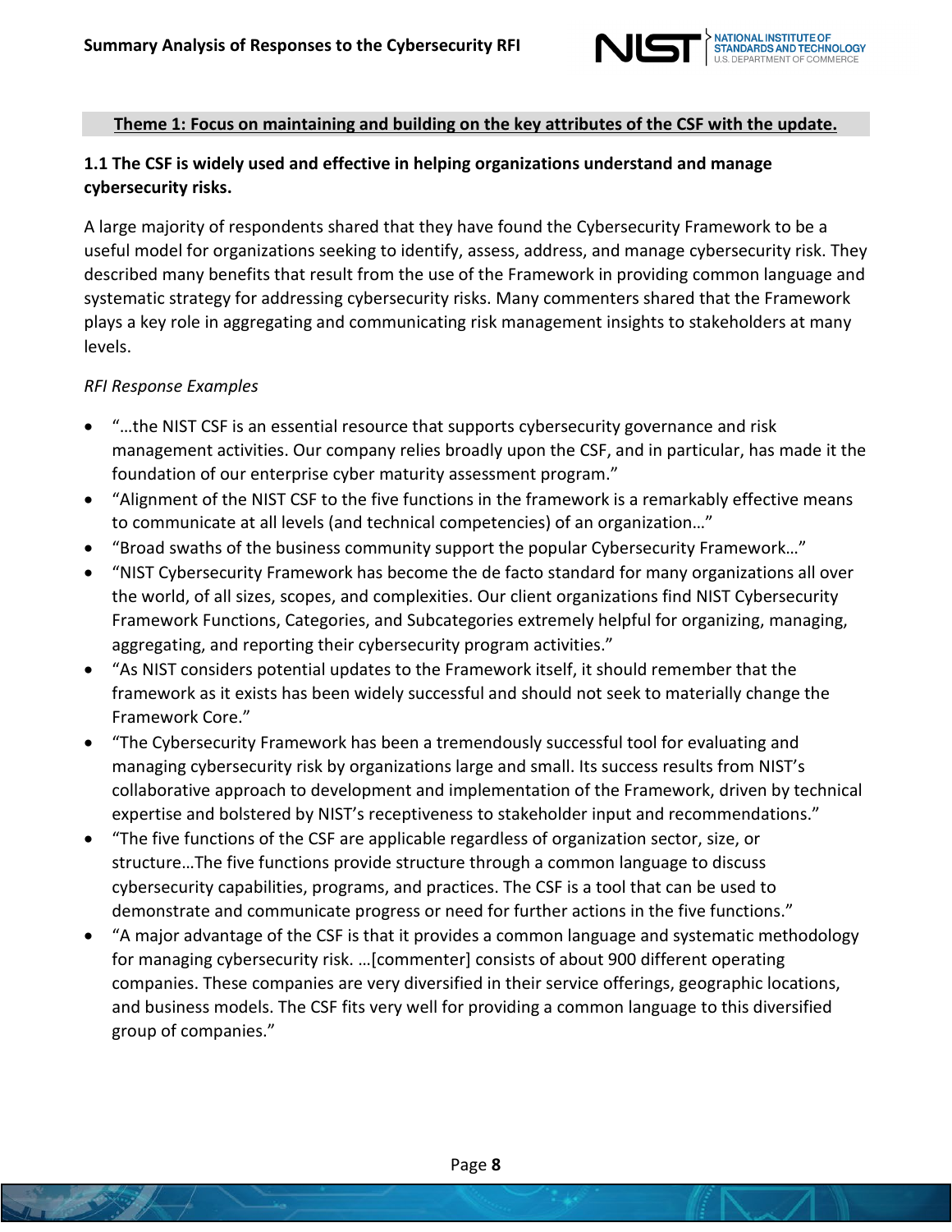**Theme 1: Focus on maintaining and building on the key attributes of the CSF with the update.**

### 1.1 The CSF is widely used and effective in helping organizations understand and manage cybersecurity risks.

A large majority of respondents shared that they have found the Cybersecurity Framework to be a useful model for organizations seeking to identify, assess, address, and manage cybersecurity risk. They described many benefits that result from the use of the Framework in providing common language and systematic strategy for addressing cybersecurity risks. Many commenters shared that the Framework plays a key role in aggregating and communicating risk management insights to stakeholders at many levels.

*RFI Response Examples*

- "…the NIST CSF is an essential resource that supports cybersecurity governance and risk management activities. Our company relies broadly upon the CSF, and in particular, has made it the foundation of our enterprise cyber maturity assessment program."
- "Alignment of the NIST CSF to the five functions in the framework is a remarkably effective means to communicate at all levels (and technical competencies) of an organization…"
- "Broad swaths of the business community support the popular Cybersecurity Framework…"
- "NIST Cybersecurity Framework has become the de facto standard for many organizations all over the world, of all sizes, scopes, and complexities. Our client organizations find NIST Cybersecurity Framework Functions, Categories, and Subcategories extremely helpful for organizing, managing, aggregating, and reporting their cybersecurity program activities."
- "As NIST considers potential updates to the Framework itself, it should remember that the framework as it exists has been widely successful and should not seek to materially change the Framework Core."
- "The Cybersecurity Framework has been a tremendously successful tool for evaluating and managing cybersecurity risk by organizations large and small. Its success results from NIST's collaborative approach to development and implementation of the Framework, driven by technical expertise and bolstered by NIST's receptiveness to stakeholder input and recommendations."
- "The five functions of the CSF are applicable regardless of organization sector, size, or structure…The five functions provide structure through a common language to discuss cybersecurity capabilities, programs, and practices. The CSF is a tool that can be used to demonstrate and communicate progress or need for further actions in the five functions."
- "A major advantage of the CSF is that it provides a common language and systematic methodology for managing cybersecurity risk. …[commenter] consists of about 900 different operating companies. These companies are very diversified in their service offerings, geographic locations, and business models. The CSF fits very well for providing a common language to this diversified group of companies."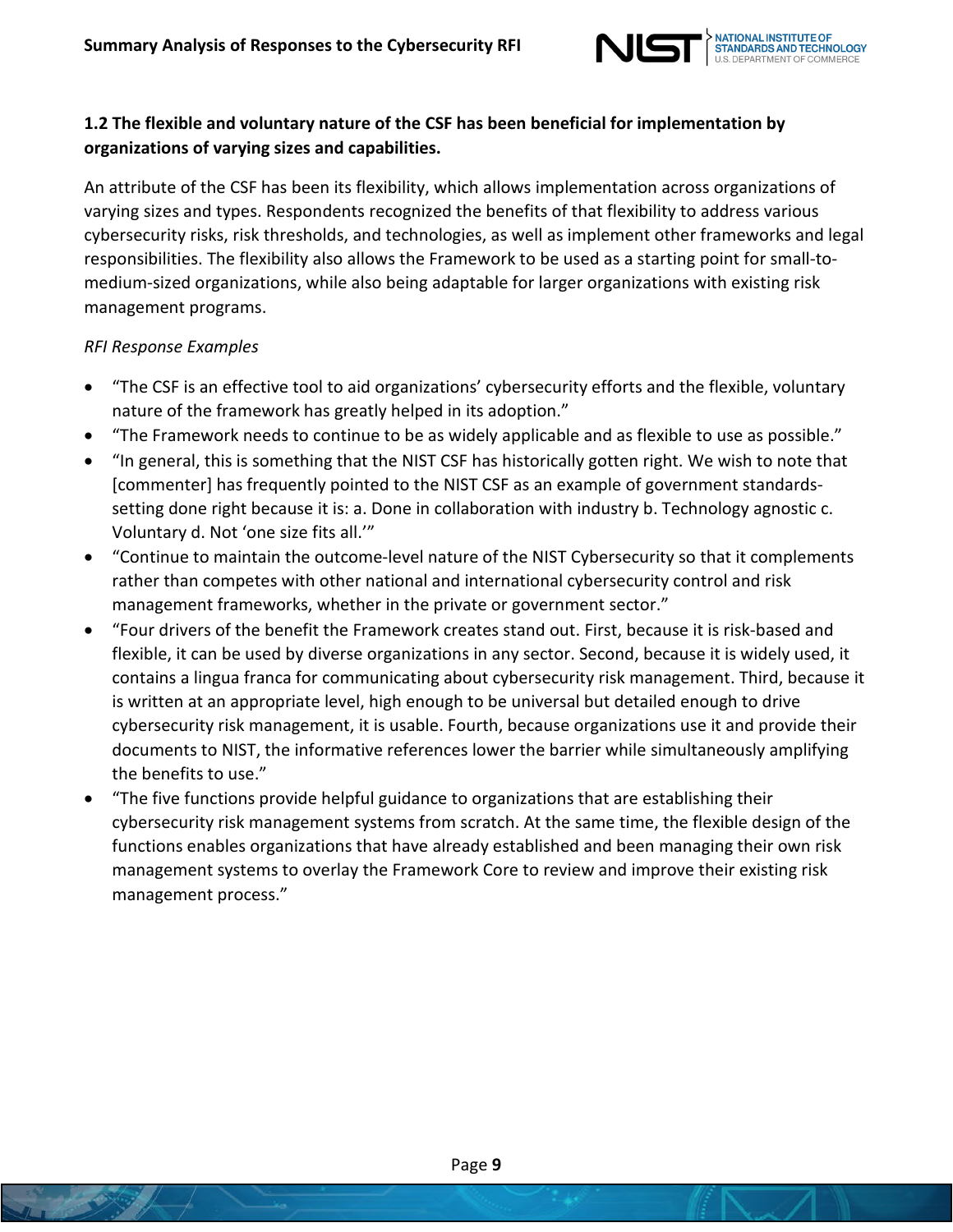**1.2 The flexible and voluntary nature of the CSF has been beneficial for implementation by organizations of varying sizes and capabilities.**

An attribute of the CSF has been its flexibility, which allows implementation across organizations of varying sizes and types. Respondents recognized the benefits of that flexibility to address various cybersecurity risks, risk thresholds, and technologies, as well as implement other frameworks and legal responsibilities. The flexibility also allows the Framework to be used as a starting point for small-to-medium-sized organizations, while also being adaptable for larger organizations with existing risk management programs.

*RFI Response Examples*

- "The CSF is an effective tool to aid organizations' cybersecurity efforts and the flexible, voluntary nature of the framework has greatly helped in its adoption."
- "The Framework needs to continue to be as widely applicable and as flexible to use as possible."
- "In general, this is something that the NIST CSF has historically gotten right. We wish to note that [commenter] has frequently pointed to the NIST CSF as an example of government standards-setting done right because it is: a. Done in collaboration with industry b. Technology agnostic c. Voluntary d. Not 'one size fits all.'"
- "Continue to maintain the outcome-level nature of the NIST Cybersecurity so that it complements rather than competes with other national and international cybersecurity control and risk management frameworks, whether in the private or government sector."
- "Four drivers of the benefit the Framework creates stand out. First, because it is risk-based and flexible, it can be used by diverse organizations in any sector. Second, because it is widely used, it contains a lingua franca for communicating about cybersecurity risk management. Third, because it is written at an appropriate level, high enough to be universal but detailed enough to drive cybersecurity risk management, it is usable. Fourth, because organizations use it and provide their documents to NIST, the informative references lower the barrier while simultaneously amplifying the benefits to use."
- "The five functions provide helpful guidance to organizations that are establishing their cybersecurity risk management systems from scratch. At the same time, the flexible design of the functions enables organizations that have already established and been managing their own risk management systems to overlay the Framework Core to review and improve their existing risk management process."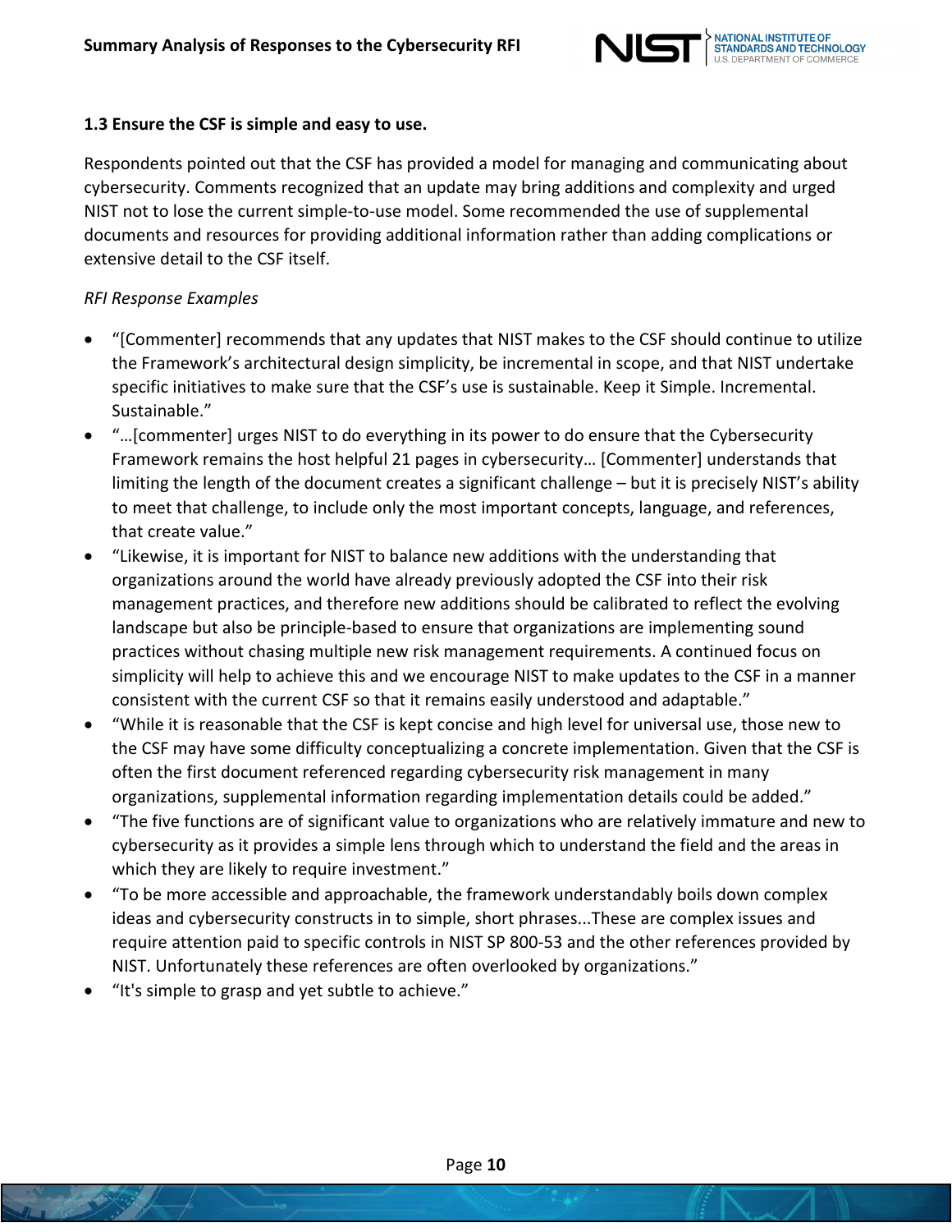### 1.3 Ensure the CSF is simple and easy to use.

Respondents pointed out that the CSF has provided a model for managing and communicating about cybersecurity. Comments recognized that an update may bring additions and complexity and urged NIST not to lose the current simple-to-use model. Some recommended the use of supplemental documents and resources for providing additional information rather than adding complications or extensive detail to the CSF itself.

*RFI Response Examples*

- "[Commenter] recommends that any updates that NIST makes to the CSF should continue to utilize the Framework's architectural design simplicity, be incremental in scope, and that NIST undertake specific initiatives to make sure that the CSF's use is sustainable. Keep it Simple. Incremental. Sustainable."
- "…[commenter] urges NIST to do everything in its power to do ensure that the Cybersecurity Framework remains the host helpful 21 pages in cybersecurity… [Commenter] understands that limiting the length of the document creates a significant challenge – but it is precisely NIST's ability to meet that challenge, to include only the most important concepts, language, and references, that create value."
- "Likewise, it is important for NIST to balance new additions with the understanding that organizations around the world have already previously adopted the CSF into their risk management practices, and therefore new additions should be calibrated to reflect the evolving landscape but also be principle-based to ensure that organizations are implementing sound practices without chasing multiple new risk management requirements. A continued focus on simplicity will help to achieve this and we encourage NIST to make updates to the CSF in a manner consistent with the current CSF so that it remains easily understood and adaptable."
- "While it is reasonable that the CSF is kept concise and high level for universal use, those new to the CSF may have some difficulty conceptualizing a concrete implementation. Given that the CSF is often the first document referenced regarding cybersecurity risk management in many organizations, supplemental information regarding implementation details could be added."
- "The five functions are of significant value to organizations who are relatively immature and new to cybersecurity as it provides a simple lens through which to understand the field and the areas in which they are likely to require investment."
- "To be more accessible and approachable, the framework understandably boils down complex ideas and cybersecurity constructs in to simple, short phrases...These are complex issues and require attention paid to specific controls in NIST SP 800-53 and the other references provided by NIST. Unfortunately these references are often overlooked by organizations."
- "It's simple to grasp and yet subtle to achieve."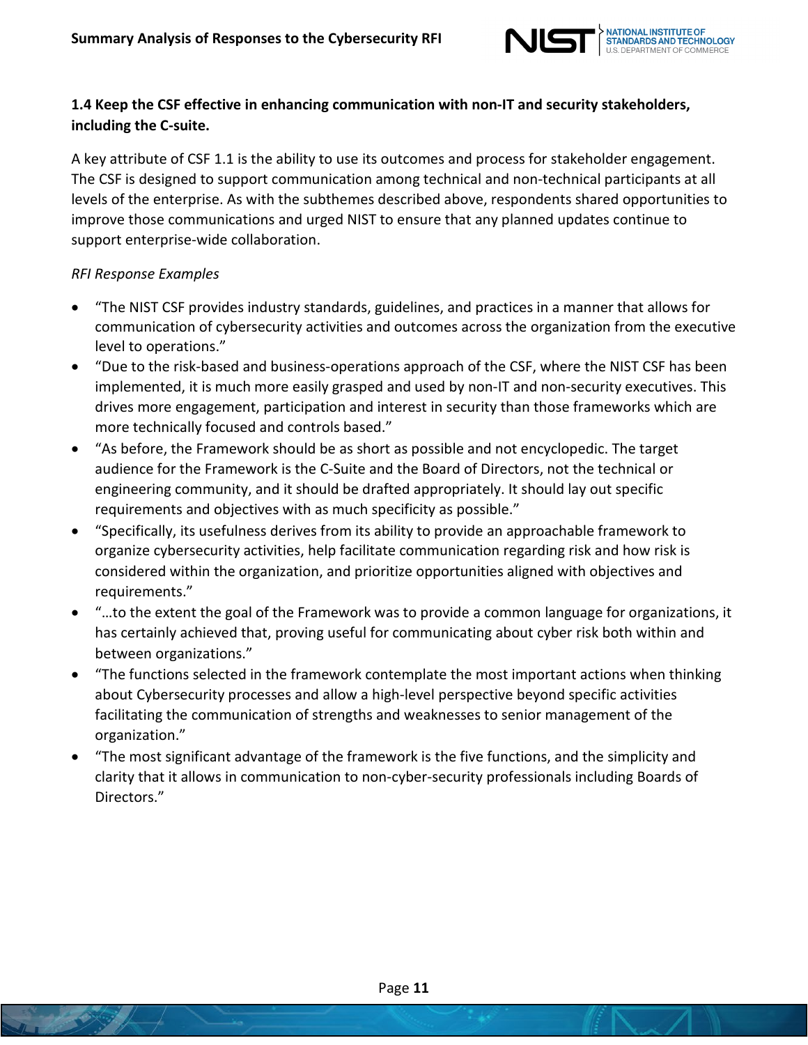**1.4 Keep the CSF effective in enhancing communication with non-IT and security stakeholders, including the C-suite.**

A key attribute of CSF 1.1 is the ability to use its outcomes and process for stakeholder engagement. The CSF is designed to support communication among technical and non-technical participants at all levels of the enterprise. As with the subthemes described above, respondents shared opportunities to improve those communications and urged NIST to ensure that any planned updates continue to support enterprise-wide collaboration.

*RFI Response Examples*

- "The NIST CSF provides industry standards, guidelines, and practices in a manner that allows for communication of cybersecurity activities and outcomes across the organization from the executive level to operations."
- "Due to the risk-based and business-operations approach of the CSF, where the NIST CSF has been implemented, it is much more easily grasped and used by non-IT and non-security executives. This drives more engagement, participation and interest in security than those frameworks which are more technically focused and controls based."
- "As before, the Framework should be as short as possible and not encyclopedic. The target audience for the Framework is the C-Suite and the Board of Directors, not the technical or engineering community, and it should be drafted appropriately. It should lay out specific requirements and objectives with as much specificity as possible."
- "Specifically, its usefulness derives from its ability to provide an approachable framework to organize cybersecurity activities, help facilitate communication regarding risk and how risk is considered within the organization, and prioritize opportunities aligned with objectives and requirements."
- "…to the extent the goal of the Framework was to provide a common language for organizations, it has certainly achieved that, proving useful for communicating about cyber risk both within and between organizations."
- "The functions selected in the framework contemplate the most important actions when thinking about Cybersecurity processes and allow a high-level perspective beyond specific activities facilitating the communication of strengths and weaknesses to senior management of the organization."
- "The most significant advantage of the framework is the five functions, and the simplicity and clarity that it allows in communication to non-cyber-security professionals including Boards of Directors."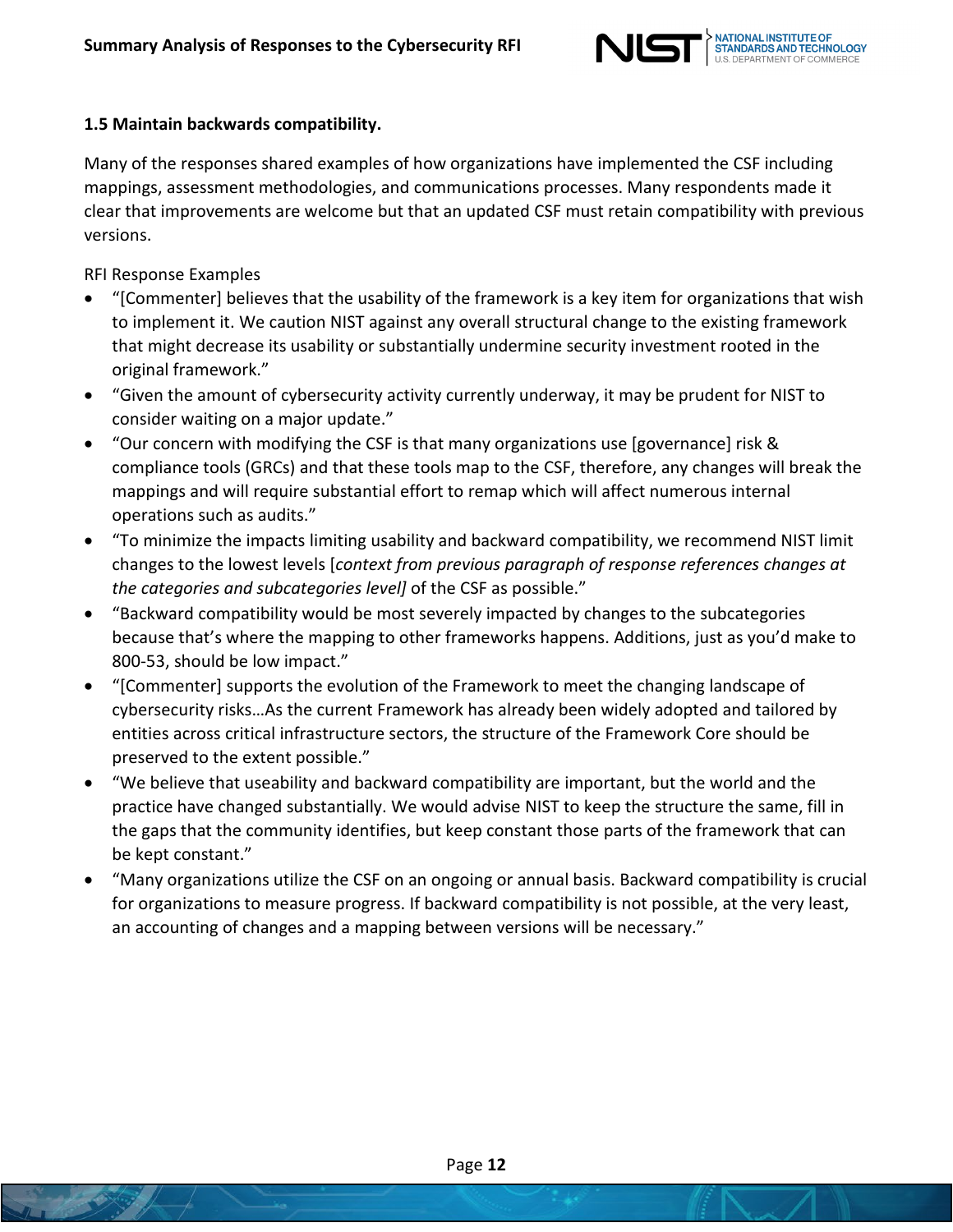### 1.5 Maintain backwards compatibility.

Many of the responses shared examples of how organizations have implemented the CSF including mappings, assessment methodologies, and communications processes. Many respondents made it clear that improvements are welcome but that an updated CSF must retain compatibility with previous versions.

RFI Response Examples

- "[Commenter] believes that the usability of the framework is a key item for organizations that wish to implement it. We caution NIST against any overall structural change to the existing framework that might decrease its usability or substantially undermine security investment rooted in the original framework."
- "Given the amount of cybersecurity activity currently underway, it may be prudent for NIST to consider waiting on a major update."
- "Our concern with modifying the CSF is that many organizations use [governance] risk & compliance tools (GRCs) and that these tools map to the CSF, therefore, any changes will break the mappings and will require substantial effort to remap which will affect numerous internal operations such as audits."
- "To minimize the impacts limiting usability and backward compatibility, we recommend NIST limit changes to the lowest levels [*context from previous paragraph of response references changes at the categories and subcategories level]* of the CSF as possible."
- "Backward compatibility would be most severely impacted by changes to the subcategories because that's where the mapping to other frameworks happens. Additions, just as you'd make to 800-53, should be low impact."
- "[Commenter] supports the evolution of the Framework to meet the changing landscape of cybersecurity risks…As the current Framework has already been widely adopted and tailored by entities across critical infrastructure sectors, the structure of the Framework Core should be preserved to the extent possible."
- "We believe that useability and backward compatibility are important, but the world and the practice have changed substantially. We would advise NIST to keep the structure the same, fill in the gaps that the community identifies, but keep constant those parts of the framework that can be kept constant."
- "Many organizations utilize the CSF on an ongoing or annual basis. Backward compatibility is crucial for organizations to measure progress. If backward compatibility is not possible, at the very least, an accounting of changes and a mapping between versions will be necessary."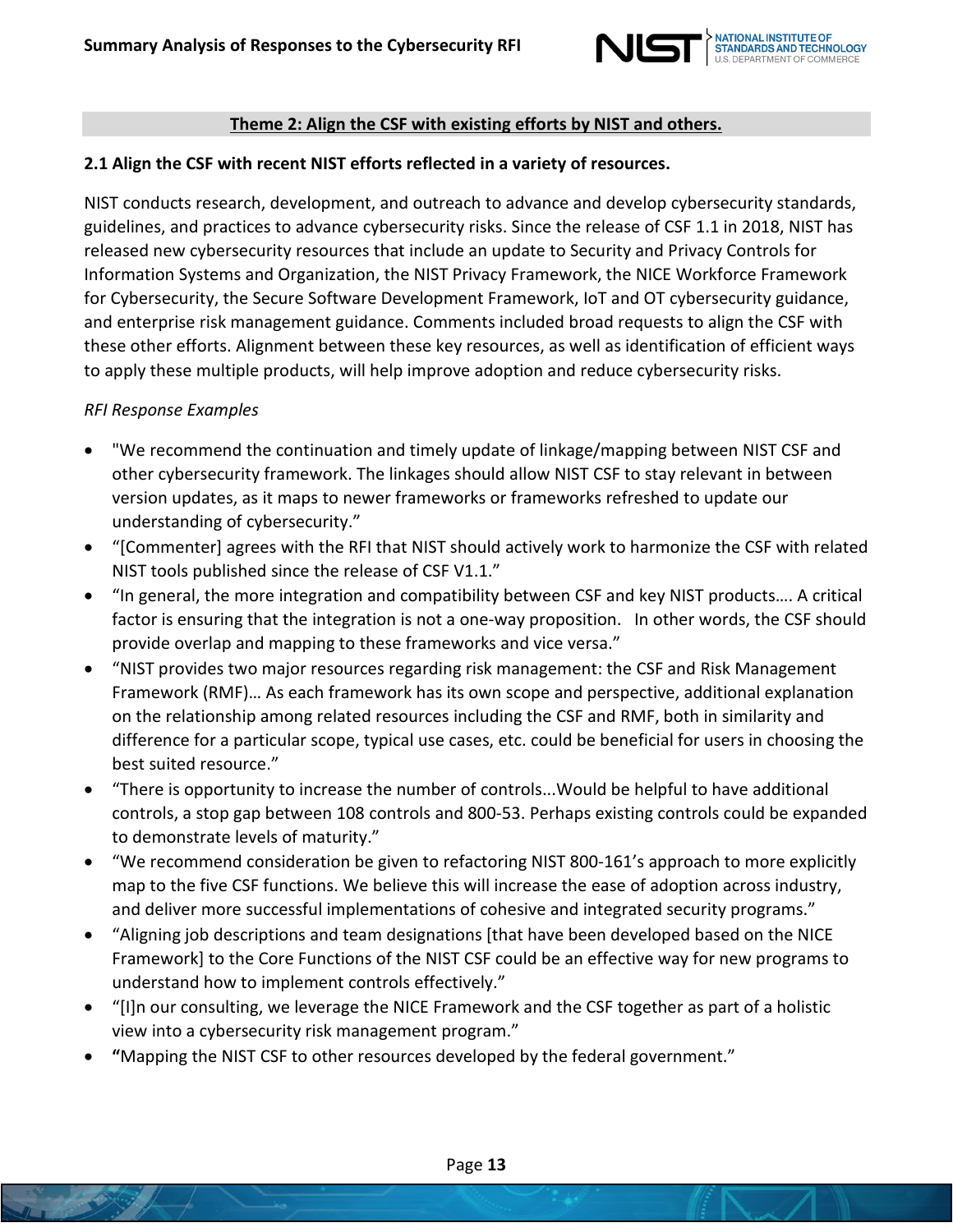## Theme 2: Align the CSF with existing efforts by NIST and others.

### 2.1 Align the CSF with recent NIST efforts reflected in a variety of resources.

NIST conducts research, development, and outreach to advance and develop cybersecurity standards, guidelines, and practices to advance cybersecurity risks. Since the release of CSF 1.1 in 2018, NIST has released new cybersecurity resources that include an update to Security and Privacy Controls for Information Systems and Organization, the NIST Privacy Framework, the NICE Workforce Framework for Cybersecurity, the Secure Software Development Framework, IoT and OT cybersecurity guidance, and enterprise risk management guidance. Comments included broad requests to align the CSF with these other efforts. Alignment between these key resources, as well as identification of efficient ways to apply these multiple products, will help improve adoption and reduce cybersecurity risks.

*RFI Response Examples*

- "We recommend the continuation and timely update of linkage/mapping between NIST CSF and other cybersecurity framework. The linkages should allow NIST CSF to stay relevant in between version updates, as it maps to newer frameworks or frameworks refreshed to update our understanding of cybersecurity."
- "[Commenter] agrees with the RFI that NIST should actively work to harmonize the CSF with related NIST tools published since the release of CSF V1.1."
- "In general, the more integration and compatibility between CSF and key NIST products…. A critical factor is ensuring that the integration is not a one-way proposition. In other words, the CSF should provide overlap and mapping to these frameworks and vice versa."
- "NIST provides two major resources regarding risk management: the CSF and Risk Management Framework (RMF)… As each framework has its own scope and perspective, additional explanation on the relationship among related resources including the CSF and RMF, both in similarity and difference for a particular scope, typical use cases, etc. could be beneficial for users in choosing the best suited resource."
- "There is opportunity to increase the number of controls...Would be helpful to have additional controls, a stop gap between 108 controls and 800-53. Perhaps existing controls could be expanded to demonstrate levels of maturity."
- "We recommend consideration be given to refactoring NIST 800-161's approach to more explicitly map to the five CSF functions. We believe this will increase the ease of adoption across industry, and deliver more successful implementations of cohesive and integrated security programs."
- "Aligning job descriptions and team designations [that have been developed based on the NICE Framework] to the Core Functions of the NIST CSF could be an effective way for new programs to understand how to implement controls effectively."
- "[I]n our consulting, we leverage the NICE Framework and the CSF together as part of a holistic view into a cybersecurity risk management program."
- **"**Mapping the NIST CSF to other resources developed by the federal government."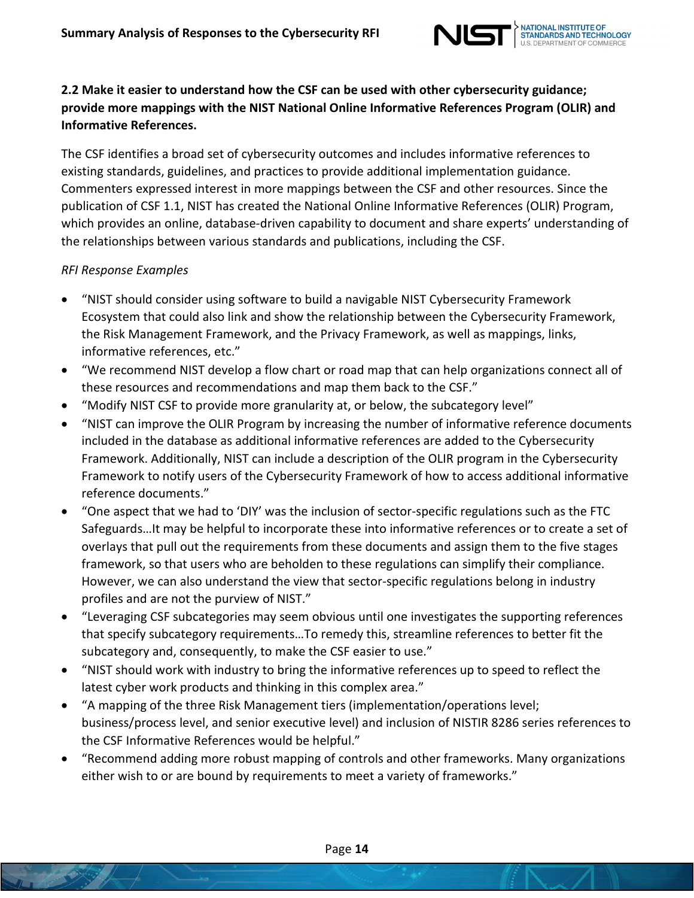### 2.2 Make it easier to understand how the CSF can be used with other cybersecurity guidance; provide more mappings with the NIST National Online Informative References Program (OLIR) and Informative References.

The CSF identifies a broad set of cybersecurity outcomes and includes informative references to existing standards, guidelines, and practices to provide additional implementation guidance. Commenters expressed interest in more mappings between the CSF and other resources. Since the publication of CSF 1.1, NIST has created the National Online Informative References (OLIR) Program, which provides an online, database-driven capability to document and share experts' understanding of the relationships between various standards and publications, including the CSF.

*RFI Response Examples*

- "NIST should consider using software to build a navigable NIST Cybersecurity Framework Ecosystem that could also link and show the relationship between the Cybersecurity Framework, the Risk Management Framework, and the Privacy Framework, as well as mappings, links, informative references, etc."
- "We recommend NIST develop a flow chart or road map that can help organizations connect all of these resources and recommendations and map them back to the CSF."
- "Modify NIST CSF to provide more granularity at, or below, the subcategory level"
- "NIST can improve the OLIR Program by increasing the number of informative reference documents included in the database as additional informative references are added to the Cybersecurity Framework. Additionally, NIST can include a description of the OLIR program in the Cybersecurity Framework to notify users of the Cybersecurity Framework of how to access additional informative reference documents."
- "One aspect that we had to 'DIY' was the inclusion of sector-specific regulations such as the FTC Safeguards…It may be helpful to incorporate these into informative references or to create a set of overlays that pull out the requirements from these documents and assign them to the five stages framework, so that users who are beholden to these regulations can simplify their compliance. However, we can also understand the view that sector-specific regulations belong in industry profiles and are not the purview of NIST."
- "Leveraging CSF subcategories may seem obvious until one investigates the supporting references that specify subcategory requirements…To remedy this, streamline references to better fit the subcategory and, consequently, to make the CSF easier to use."
- "NIST should work with industry to bring the informative references up to speed to reflect the latest cyber work products and thinking in this complex area."
- "A mapping of the three Risk Management tiers (implementation/operations level; business/process level, and senior executive level) and inclusion of NISTIR 8286 series references to the CSF Informative References would be helpful."
- "Recommend adding more robust mapping of controls and other frameworks. Many organizations either wish to or are bound by requirements to meet a variety of frameworks."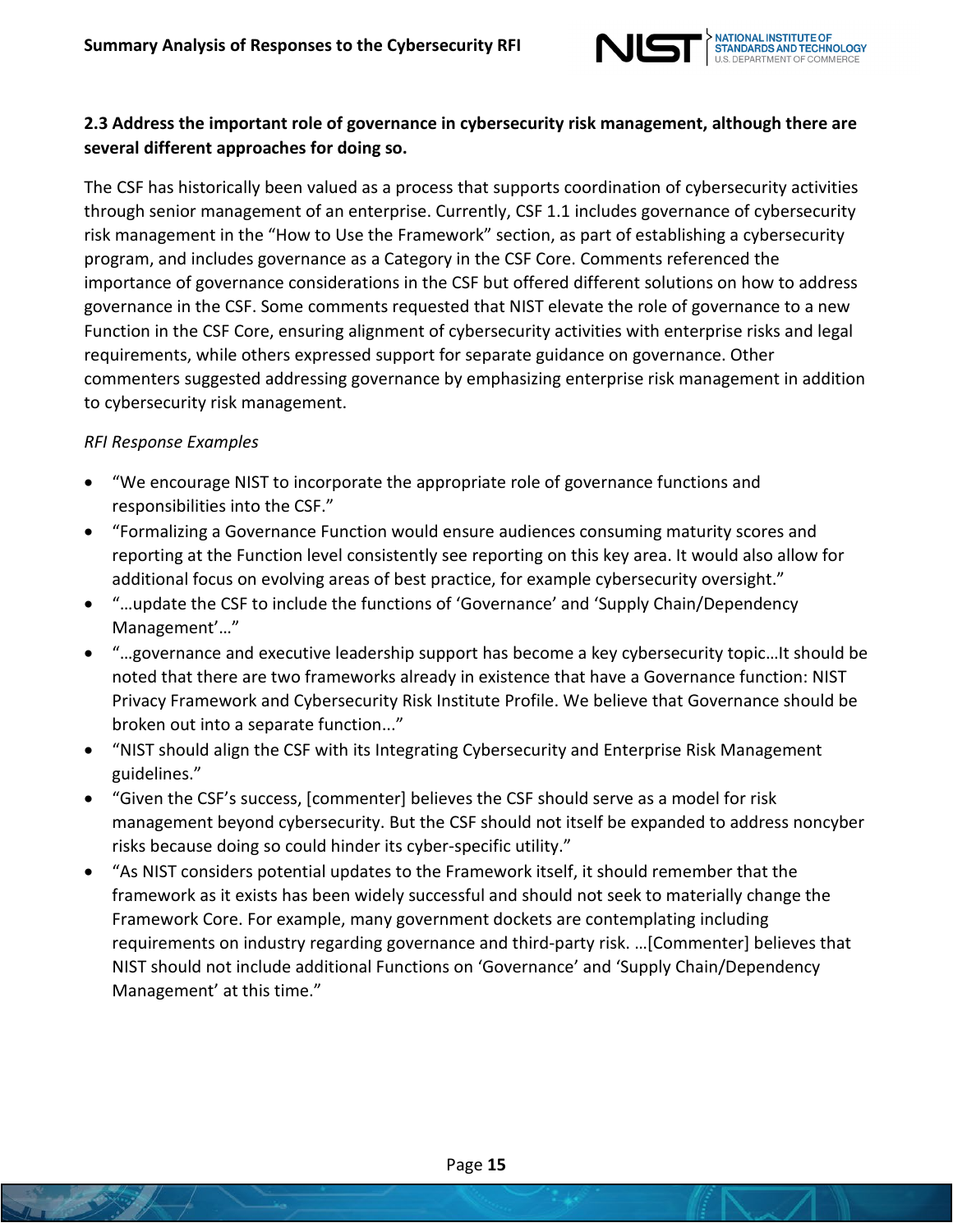### 2.3 Address the important role of governance in cybersecurity risk management, although there are several different approaches for doing so.

The CSF has historically been valued as a process that supports coordination of cybersecurity activities through senior management of an enterprise. Currently, CSF 1.1 includes governance of cybersecurity risk management in the "How to Use the Framework" section, as part of establishing a cybersecurity program, and includes governance as a Category in the CSF Core. Comments referenced the importance of governance considerations in the CSF but offered different solutions on how to address governance in the CSF. Some comments requested that NIST elevate the role of governance to a new Function in the CSF Core, ensuring alignment of cybersecurity activities with enterprise risks and legal requirements, while others expressed support for separate guidance on governance. Other commenters suggested addressing governance by emphasizing enterprise risk management in addition to cybersecurity risk management.

*RFI Response Examples*

- "We encourage NIST to incorporate the appropriate role of governance functions and responsibilities into the CSF."
- "Formalizing a Governance Function would ensure audiences consuming maturity scores and reporting at the Function level consistently see reporting on this key area. It would also allow for additional focus on evolving areas of best practice, for example cybersecurity oversight."
- "…update the CSF to include the functions of 'Governance' and 'Supply Chain/Dependency Management'…"
- "…governance and executive leadership support has become a key cybersecurity topic…It should be noted that there are two frameworks already in existence that have a Governance function: NIST Privacy Framework and Cybersecurity Risk Institute Profile. We believe that Governance should be broken out into a separate function..."
- "NIST should align the CSF with its Integrating Cybersecurity and Enterprise Risk Management guidelines."
- "Given the CSF's success, [commenter] believes the CSF should serve as a model for risk management beyond cybersecurity. But the CSF should not itself be expanded to address noncyber risks because doing so could hinder its cyber-specific utility."
- "As NIST considers potential updates to the Framework itself, it should remember that the framework as it exists has been widely successful and should not seek to materially change the Framework Core. For example, many government dockets are contemplating including requirements on industry regarding governance and third-party risk. …[Commenter] believes that NIST should not include additional Functions on 'Governance' and 'Supply Chain/Dependency Management' at this time."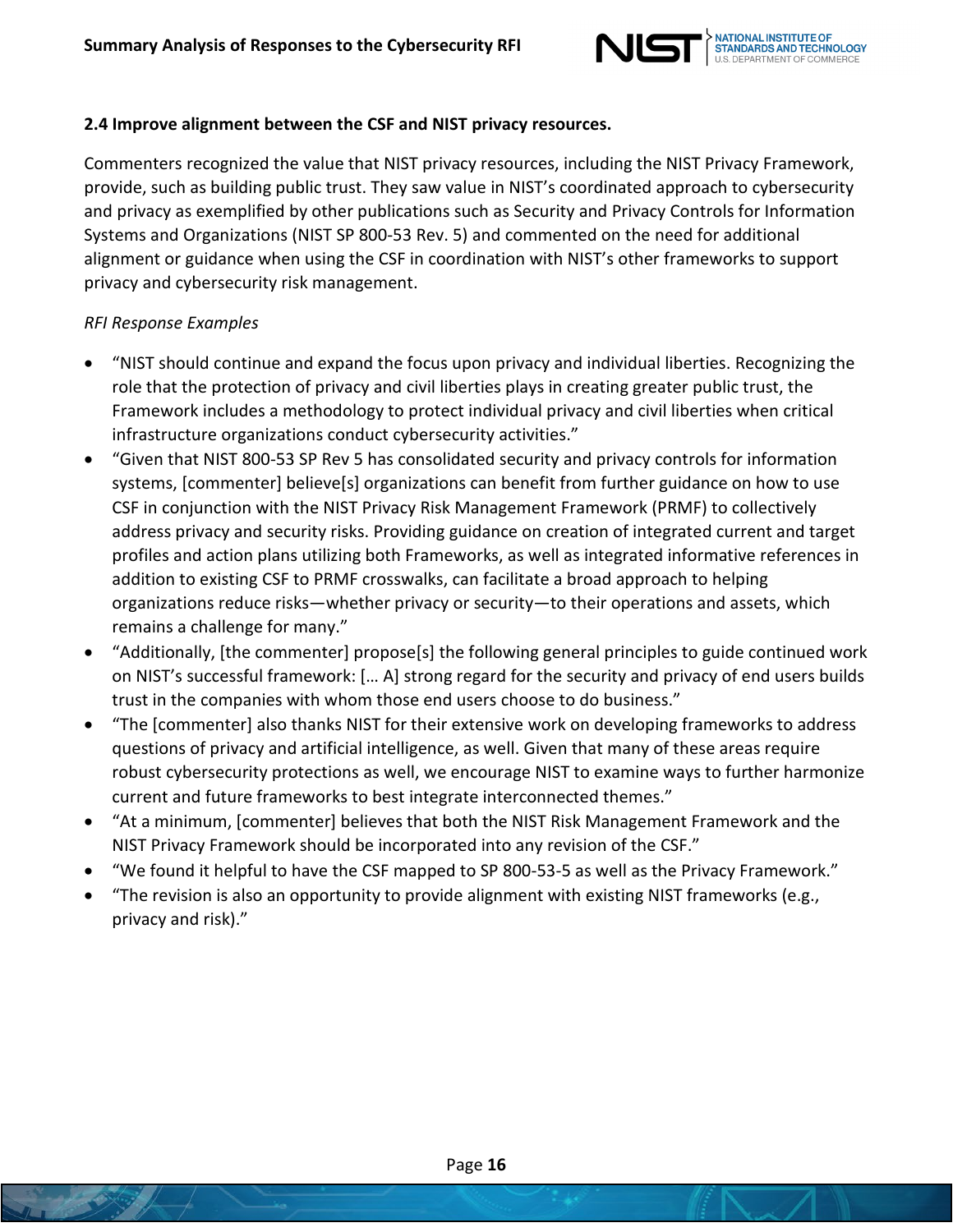### 2.4 Improve alignment between the CSF and NIST privacy resources.

Commenters recognized the value that NIST privacy resources, including the NIST Privacy Framework, provide, such as building public trust. They saw value in NIST's coordinated approach to cybersecurity and privacy as exemplified by other publications such as Security and Privacy Controls for Information Systems and Organizations (NIST SP 800-53 Rev. 5) and commented on the need for additional alignment or guidance when using the CSF in coordination with NIST's other frameworks to support privacy and cybersecurity risk management.

*RFI Response Examples*

- "NIST should continue and expand the focus upon privacy and individual liberties. Recognizing the role that the protection of privacy and civil liberties plays in creating greater public trust, the Framework includes a methodology to protect individual privacy and civil liberties when critical infrastructure organizations conduct cybersecurity activities."
- "Given that NIST 800-53 SP Rev 5 has consolidated security and privacy controls for information systems, [commenter] believe[s] organizations can benefit from further guidance on how to use CSF in conjunction with the NIST Privacy Risk Management Framework (PRMF) to collectively address privacy and security risks. Providing guidance on creation of integrated current and target profiles and action plans utilizing both Frameworks, as well as integrated informative references in addition to existing CSF to PRMF crosswalks, can facilitate a broad approach to helping organizations reduce risks—whether privacy or security—to their operations and assets, which remains a challenge for many."
- "Additionally, [the commenter] propose[s] the following general principles to guide continued work on NIST's successful framework: [… A] strong regard for the security and privacy of end users builds trust in the companies with whom those end users choose to do business."
- "The [commenter] also thanks NIST for their extensive work on developing frameworks to address questions of privacy and artificial intelligence, as well. Given that many of these areas require robust cybersecurity protections as well, we encourage NIST to examine ways to further harmonize current and future frameworks to best integrate interconnected themes."
- "At a minimum, [commenter] believes that both the NIST Risk Management Framework and the NIST Privacy Framework should be incorporated into any revision of the CSF."
- "We found it helpful to have the CSF mapped to SP 800-53-5 as well as the Privacy Framework."
- "The revision is also an opportunity to provide alignment with existing NIST frameworks (e.g., privacy and risk)."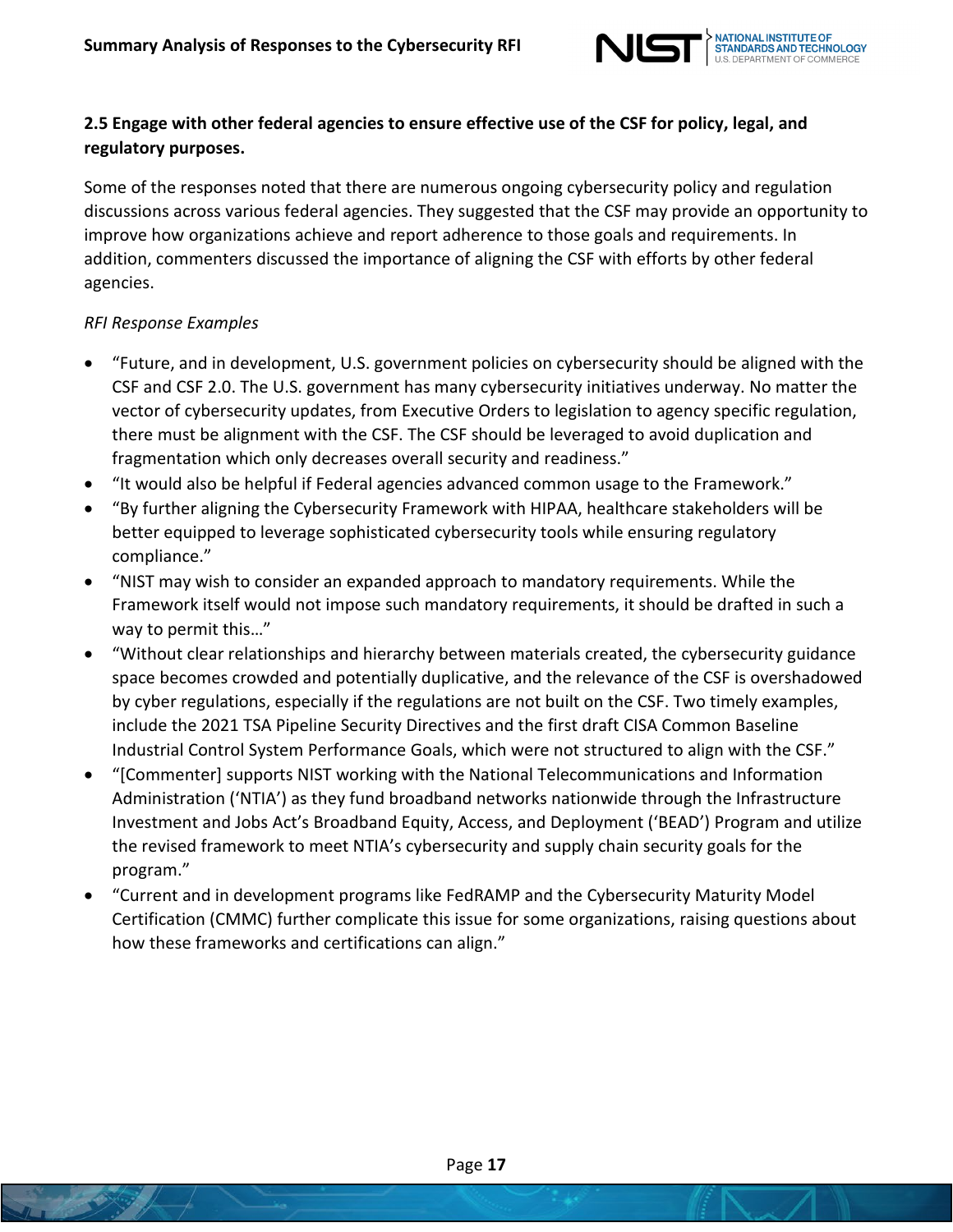### 2.5 Engage with other federal agencies to ensure effective use of the CSF for policy, legal, and regulatory purposes.

Some of the responses noted that there are numerous ongoing cybersecurity policy and regulation discussions across various federal agencies. They suggested that the CSF may provide an opportunity to improve how organizations achieve and report adherence to those goals and requirements. In addition, commenters discussed the importance of aligning the CSF with efforts by other federal agencies.

*RFI Response Examples*

- "Future, and in development, U.S. government policies on cybersecurity should be aligned with the CSF and CSF 2.0. The U.S. government has many cybersecurity initiatives underway. No matter the vector of cybersecurity updates, from Executive Orders to legislation to agency specific regulation, there must be alignment with the CSF. The CSF should be leveraged to avoid duplication and fragmentation which only decreases overall security and readiness."
- "It would also be helpful if Federal agencies advanced common usage to the Framework."
- "By further aligning the Cybersecurity Framework with HIPAA, healthcare stakeholders will be better equipped to leverage sophisticated cybersecurity tools while ensuring regulatory compliance."
- "NIST may wish to consider an expanded approach to mandatory requirements. While the Framework itself would not impose such mandatory requirements, it should be drafted in such a way to permit this…"
- "Without clear relationships and hierarchy between materials created, the cybersecurity guidance space becomes crowded and potentially duplicative, and the relevance of the CSF is overshadowed by cyber regulations, especially if the regulations are not built on the CSF. Two timely examples, include the 2021 TSA Pipeline Security Directives and the first draft CISA Common Baseline Industrial Control System Performance Goals, which were not structured to align with the CSF."
- "[Commenter] supports NIST working with the National Telecommunications and Information Administration ('NTIA') as they fund broadband networks nationwide through the Infrastructure Investment and Jobs Act's Broadband Equity, Access, and Deployment ('BEAD') Program and utilize the revised framework to meet NTIA's cybersecurity and supply chain security goals for the program."
- "Current and in development programs like FedRAMP and the Cybersecurity Maturity Model Certification (CMMC) further complicate this issue for some organizations, raising questions about how these frameworks and certifications can align."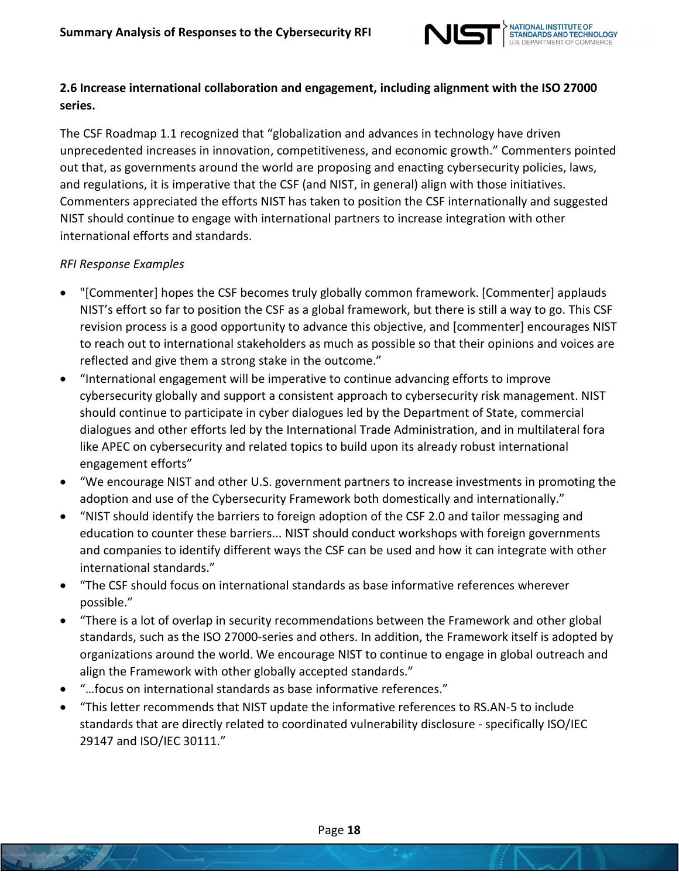### 2.6 Increase international collaboration and engagement, including alignment with the ISO 27000 series.

The CSF Roadmap 1.1 recognized that "globalization and advances in technology have driven unprecedented increases in innovation, competitiveness, and economic growth." Commenters pointed out that, as governments around the world are proposing and enacting cybersecurity policies, laws, and regulations, it is imperative that the CSF (and NIST, in general) align with those initiatives. Commenters appreciated the efforts NIST has taken to position the CSF internationally and suggested NIST should continue to engage with international partners to increase integration with other international efforts and standards.

*RFI Response Examples*

- "[Commenter] hopes the CSF becomes truly globally common framework. [Commenter] applauds NIST's effort so far to position the CSF as a global framework, but there is still a way to go. This CSF revision process is a good opportunity to advance this objective, and [commenter] encourages NIST to reach out to international stakeholders as much as possible so that their opinions and voices are reflected and give them a strong stake in the outcome."
- "International engagement will be imperative to continue advancing efforts to improve cybersecurity globally and support a consistent approach to cybersecurity risk management. NIST should continue to participate in cyber dialogues led by the Department of State, commercial dialogues and other efforts led by the International Trade Administration, and in multilateral fora like APEC on cybersecurity and related topics to build upon its already robust international engagement efforts"
- "We encourage NIST and other U.S. government partners to increase investments in promoting the adoption and use of the Cybersecurity Framework both domestically and internationally."
- "NIST should identify the barriers to foreign adoption of the CSF 2.0 and tailor messaging and education to counter these barriers... NIST should conduct workshops with foreign governments and companies to identify different ways the CSF can be used and how it can integrate with other international standards."
- "The CSF should focus on international standards as base informative references wherever possible."
- "There is a lot of overlap in security recommendations between the Framework and other global standards, such as the ISO 27000-series and others. In addition, the Framework itself is adopted by organizations around the world. We encourage NIST to continue to engage in global outreach and align the Framework with other globally accepted standards."
- "…focus on international standards as base informative references."
- "This letter recommends that NIST update the informative references to RS.AN-5 to include standards that are directly related to coordinated vulnerability disclosure - specifically ISO/IEC 29147 and ISO/IEC 30111."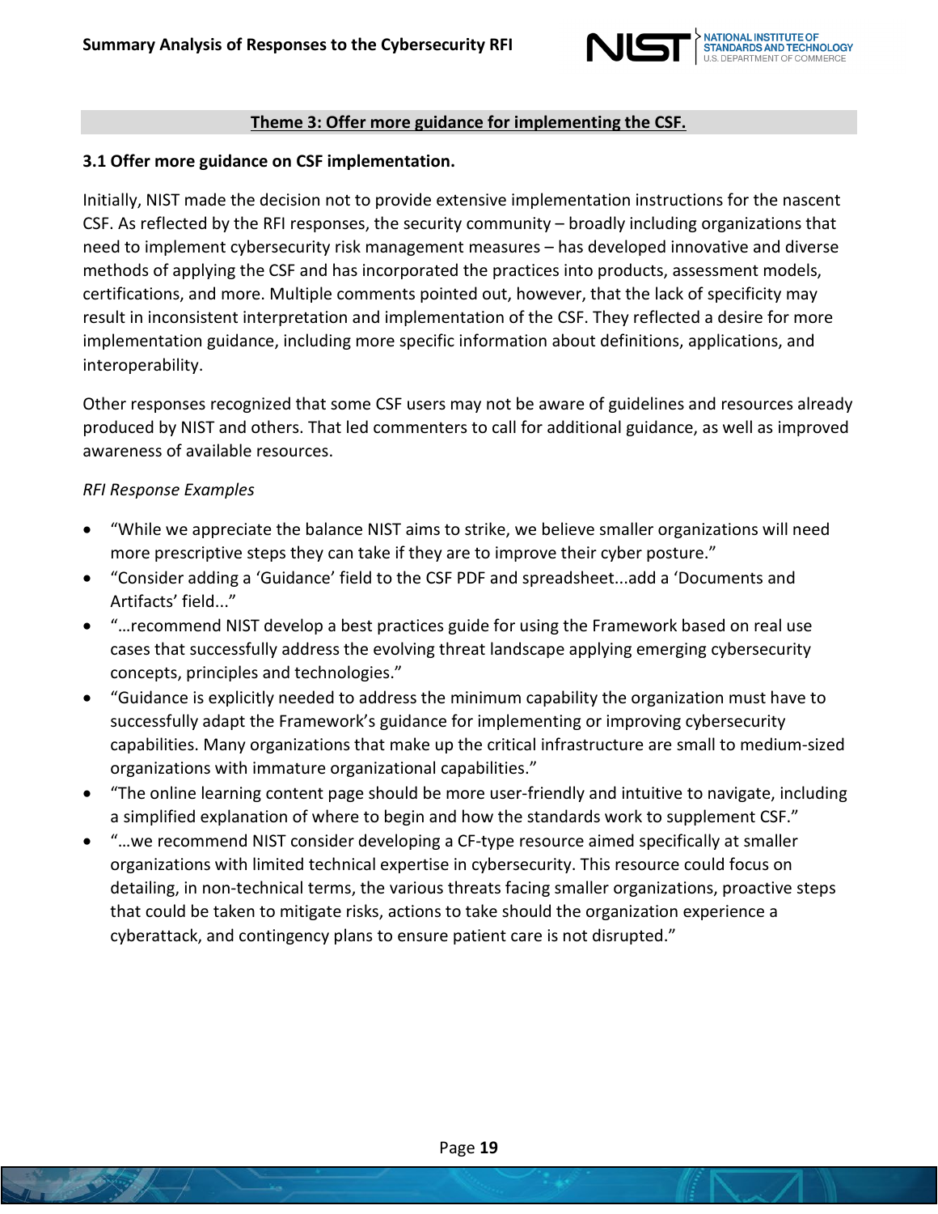## Theme 3: Offer more guidance for implementing the CSF.

### 3.1 Offer more guidance on CSF implementation.

Initially, NIST made the decision not to provide extensive implementation instructions for the nascent CSF. As reflected by the RFI responses, the security community – broadly including organizations that need to implement cybersecurity risk management measures – has developed innovative and diverse methods of applying the CSF and has incorporated the practices into products, assessment models, certifications, and more. Multiple comments pointed out, however, that the lack of specificity may result in inconsistent interpretation and implementation of the CSF. They reflected a desire for more implementation guidance, including more specific information about definitions, applications, and interoperability.

Other responses recognized that some CSF users may not be aware of guidelines and resources already produced by NIST and others. That led commenters to call for additional guidance, as well as improved awareness of available resources.

*RFI Response Examples*

- "While we appreciate the balance NIST aims to strike, we believe smaller organizations will need more prescriptive steps they can take if they are to improve their cyber posture."
- "Consider adding a 'Guidance' field to the CSF PDF and spreadsheet...add a 'Documents and Artifacts' field..."
- "…recommend NIST develop a best practices guide for using the Framework based on real use cases that successfully address the evolving threat landscape applying emerging cybersecurity concepts, principles and technologies."
- "Guidance is explicitly needed to address the minimum capability the organization must have to successfully adapt the Framework's guidance for implementing or improving cybersecurity capabilities. Many organizations that make up the critical infrastructure are small to medium-sized organizations with immature organizational capabilities."
- "The online learning content page should be more user-friendly and intuitive to navigate, including a simplified explanation of where to begin and how the standards work to supplement CSF."
- "…we recommend NIST consider developing a CF-type resource aimed specifically at smaller organizations with limited technical expertise in cybersecurity. This resource could focus on detailing, in non-technical terms, the various threats facing smaller organizations, proactive steps that could be taken to mitigate risks, actions to take should the organization experience a cyberattack, and contingency plans to ensure patient care is not disrupted."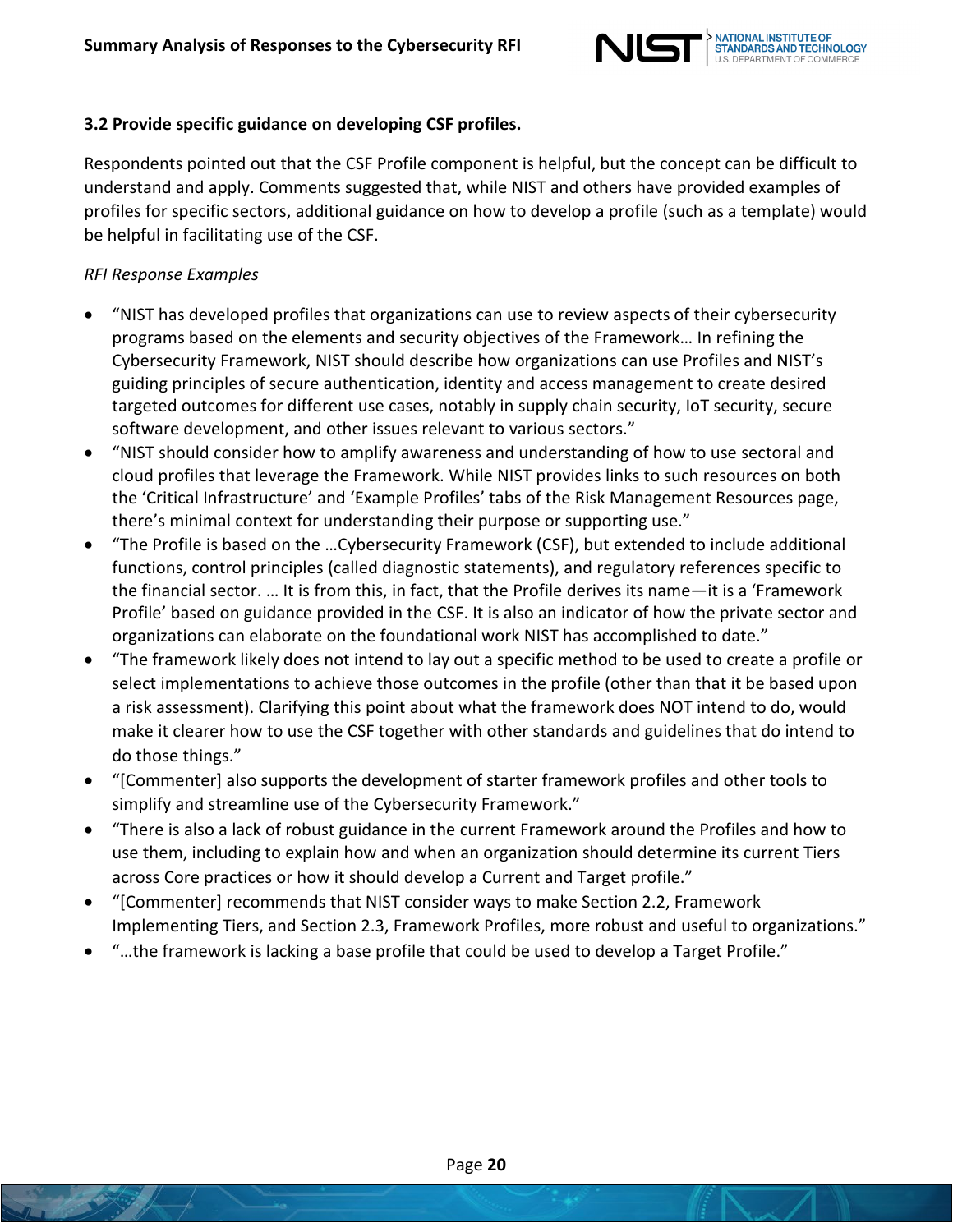### 3.2 Provide specific guidance on developing CSF profiles.

Respondents pointed out that the CSF Profile component is helpful, but the concept can be difficult to understand and apply. Comments suggested that, while NIST and others have provided examples of profiles for specific sectors, additional guidance on how to develop a profile (such as a template) would be helpful in facilitating use of the CSF.

*RFI Response Examples*

- "NIST has developed profiles that organizations can use to review aspects of their cybersecurity programs based on the elements and security objectives of the Framework… In refining the Cybersecurity Framework, NIST should describe how organizations can use Profiles and NIST's guiding principles of secure authentication, identity and access management to create desired targeted outcomes for different use cases, notably in supply chain security, IoT security, secure software development, and other issues relevant to various sectors."
- "NIST should consider how to amplify awareness and understanding of how to use sectoral and cloud profiles that leverage the Framework. While NIST provides links to such resources on both the 'Critical Infrastructure' and 'Example Profiles' tabs of the Risk Management Resources page, there's minimal context for understanding their purpose or supporting use."
- "The Profile is based on the …Cybersecurity Framework (CSF), but extended to include additional functions, control principles (called diagnostic statements), and regulatory references specific to the financial sector. … It is from this, in fact, that the Profile derives its name—it is a 'Framework Profile' based on guidance provided in the CSF. It is also an indicator of how the private sector and organizations can elaborate on the foundational work NIST has accomplished to date."
- "The framework likely does not intend to lay out a specific method to be used to create a profile or select implementations to achieve those outcomes in the profile (other than that it be based upon a risk assessment). Clarifying this point about what the framework does NOT intend to do, would make it clearer how to use the CSF together with other standards and guidelines that do intend to do those things."
- "[Commenter] also supports the development of starter framework profiles and other tools to simplify and streamline use of the Cybersecurity Framework."
- "There is also a lack of robust guidance in the current Framework around the Profiles and how to use them, including to explain how and when an organization should determine its current Tiers across Core practices or how it should develop a Current and Target profile."
- "[Commenter] recommends that NIST consider ways to make Section 2.2, Framework Implementing Tiers, and Section 2.3, Framework Profiles, more robust and useful to organizations."
- "…the framework is lacking a base profile that could be used to develop a Target Profile."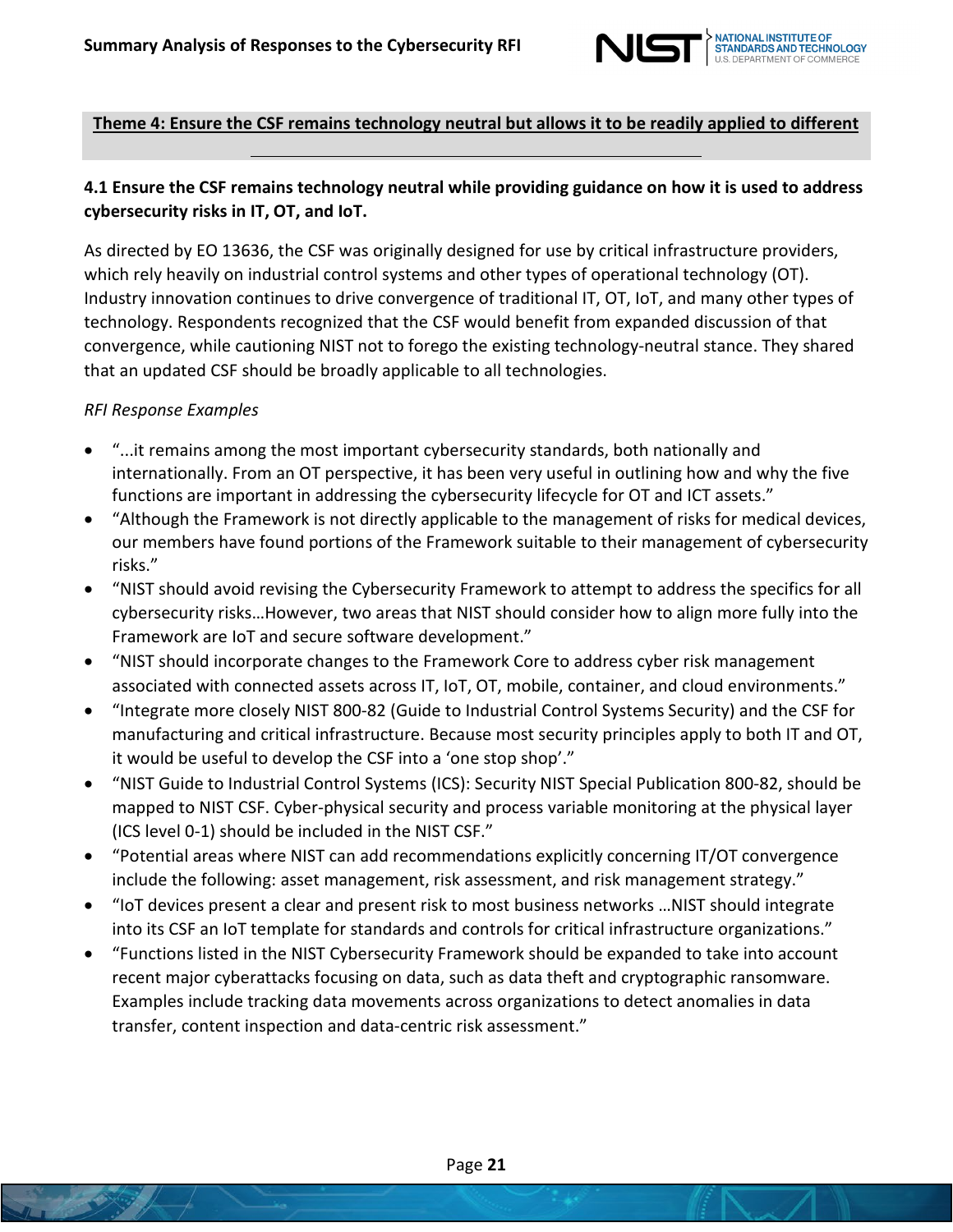**Theme 4: Ensure the CSF remains technology neutral but allows it to be readily applied to different**

### 4.1 Ensure the CSF remains technology neutral while providing guidance on how it is used to address cybersecurity risks in IT, OT, and IoT.

As directed by EO 13636, the CSF was originally designed for use by critical infrastructure providers, which rely heavily on industrial control systems and other types of operational technology (OT). Industry innovation continues to drive convergence of traditional IT, OT, IoT, and many other types of technology. Respondents recognized that the CSF would benefit from expanded discussion of that convergence, while cautioning NIST not to forego the existing technology-neutral stance. They shared that an updated CSF should be broadly applicable to all technologies.

*RFI Response Examples*

- "...it remains among the most important cybersecurity standards, both nationally and internationally. From an OT perspective, it has been very useful in outlining how and why the five functions are important in addressing the cybersecurity lifecycle for OT and ICT assets."
- "Although the Framework is not directly applicable to the management of risks for medical devices, our members have found portions of the Framework suitable to their management of cybersecurity risks."
- "NIST should avoid revising the Cybersecurity Framework to attempt to address the specifics for all cybersecurity risks…However, two areas that NIST should consider how to align more fully into the Framework are IoT and secure software development."
- "NIST should incorporate changes to the Framework Core to address cyber risk management associated with connected assets across IT, IoT, OT, mobile, container, and cloud environments."
- "Integrate more closely NIST 800-82 (Guide to Industrial Control Systems Security) and the CSF for manufacturing and critical infrastructure. Because most security principles apply to both IT and OT, it would be useful to develop the CSF into a 'one stop shop'."
- "NIST Guide to Industrial Control Systems (ICS): Security NIST Special Publication 800-82, should be mapped to NIST CSF. Cyber-physical security and process variable monitoring at the physical layer (ICS level 0-1) should be included in the NIST CSF."
- "Potential areas where NIST can add recommendations explicitly concerning IT/OT convergence include the following: asset management, risk assessment, and risk management strategy."
- "IoT devices present a clear and present risk to most business networks …NIST should integrate into its CSF an IoT template for standards and controls for critical infrastructure organizations."
- "Functions listed in the NIST Cybersecurity Framework should be expanded to take into account recent major cyberattacks focusing on data, such as data theft and cryptographic ransomware. Examples include tracking data movements across organizations to detect anomalies in data transfer, content inspection and data-centric risk assessment."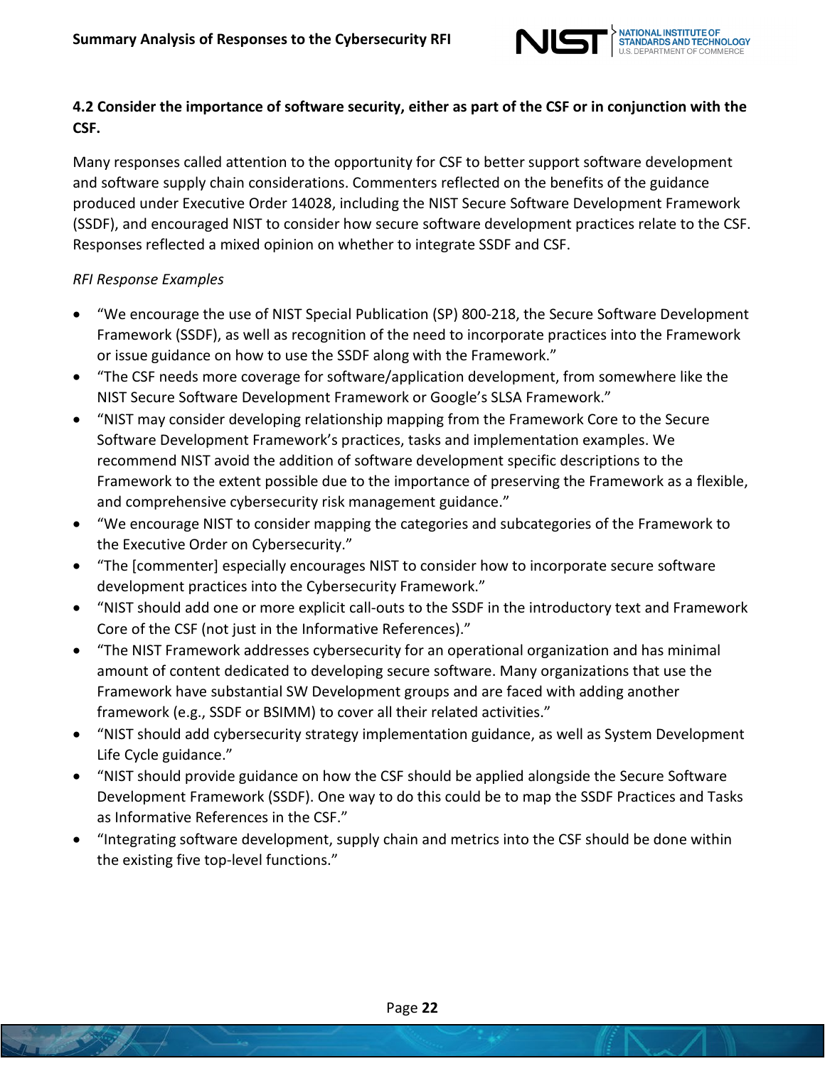### 4.2 Consider the importance of software security, either as part of the CSF or in conjunction with the CSF.

Many responses called attention to the opportunity for CSF to better support software development and software supply chain considerations. Commenters reflected on the benefits of the guidance produced under Executive Order 14028, including the NIST Secure Software Development Framework (SSDF), and encouraged NIST to consider how secure software development practices relate to the CSF. Responses reflected a mixed opinion on whether to integrate SSDF and CSF.

*RFI Response Examples*

- "We encourage the use of NIST Special Publication (SP) 800-218, the Secure Software Development Framework (SSDF), as well as recognition of the need to incorporate practices into the Framework or issue guidance on how to use the SSDF along with the Framework."
- "The CSF needs more coverage for software/application development, from somewhere like the NIST Secure Software Development Framework or Google's SLSA Framework."
- "NIST may consider developing relationship mapping from the Framework Core to the Secure Software Development Framework's practices, tasks and implementation examples. We recommend NIST avoid the addition of software development specific descriptions to the Framework to the extent possible due to the importance of preserving the Framework as a flexible, and comprehensive cybersecurity risk management guidance."
- "We encourage NIST to consider mapping the categories and subcategories of the Framework to the Executive Order on Cybersecurity."
- "The [commenter] especially encourages NIST to consider how to incorporate secure software development practices into the Cybersecurity Framework."
- "NIST should add one or more explicit call-outs to the SSDF in the introductory text and Framework Core of the CSF (not just in the Informative References)."
- "The NIST Framework addresses cybersecurity for an operational organization and has minimal amount of content dedicated to developing secure software. Many organizations that use the Framework have substantial SW Development groups and are faced with adding another framework (e.g., SSDF or BSIMM) to cover all their related activities."
- "NIST should add cybersecurity strategy implementation guidance, as well as System Development Life Cycle guidance."
- "NIST should provide guidance on how the CSF should be applied alongside the Secure Software Development Framework (SSDF). One way to do this could be to map the SSDF Practices and Tasks as Informative References in the CSF."
- "Integrating software development, supply chain and metrics into the CSF should be done within the existing five top-level functions."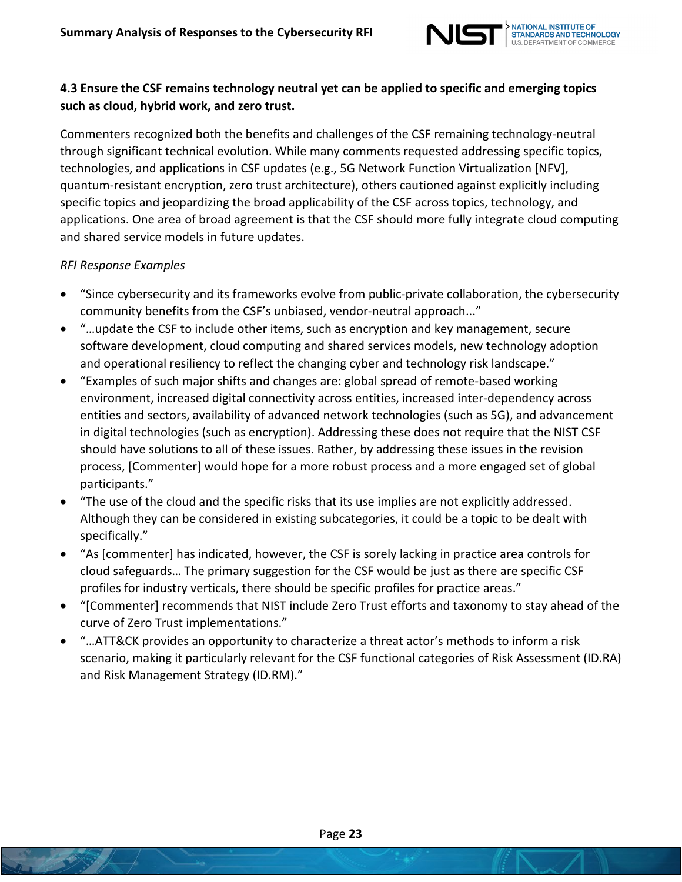### 4.3 Ensure the CSF remains technology neutral yet can be applied to specific and emerging topics such as cloud, hybrid work, and zero trust.

Commenters recognized both the benefits and challenges of the CSF remaining technology-neutral through significant technical evolution. While many comments requested addressing specific topics, technologies, and applications in CSF updates (e.g., 5G Network Function Virtualization [NFV], quantum-resistant encryption, zero trust architecture), others cautioned against explicitly including specific topics and jeopardizing the broad applicability of the CSF across topics, technology, and applications. One area of broad agreement is that the CSF should more fully integrate cloud computing and shared service models in future updates.

*RFI Response Examples*

- "Since cybersecurity and its frameworks evolve from public-private collaboration, the cybersecurity community benefits from the CSF's unbiased, vendor-neutral approach..."
- "…update the CSF to include other items, such as encryption and key management, secure software development, cloud computing and shared services models, new technology adoption and operational resiliency to reflect the changing cyber and technology risk landscape."
- "Examples of such major shifts and changes are: global spread of remote-based working environment, increased digital connectivity across entities, increased inter-dependency across entities and sectors, availability of advanced network technologies (such as 5G), and advancement in digital technologies (such as encryption). Addressing these does not require that the NIST CSF should have solutions to all of these issues. Rather, by addressing these issues in the revision process, [Commenter] would hope for a more robust process and a more engaged set of global participants."
- "The use of the cloud and the specific risks that its use implies are not explicitly addressed. Although they can be considered in existing subcategories, it could be a topic to be dealt with specifically."
- "As [commenter] has indicated, however, the CSF is sorely lacking in practice area controls for cloud safeguards… The primary suggestion for the CSF would be just as there are specific CSF profiles for industry verticals, there should be specific profiles for practice areas."
- "[Commenter] recommends that NIST include Zero Trust efforts and taxonomy to stay ahead of the curve of Zero Trust implementations."
- "…ATT&CK provides an opportunity to characterize a threat actor's methods to inform a risk scenario, making it particularly relevant for the CSF functional categories of Risk Assessment (ID.RA) and Risk Management Strategy (ID.RM)."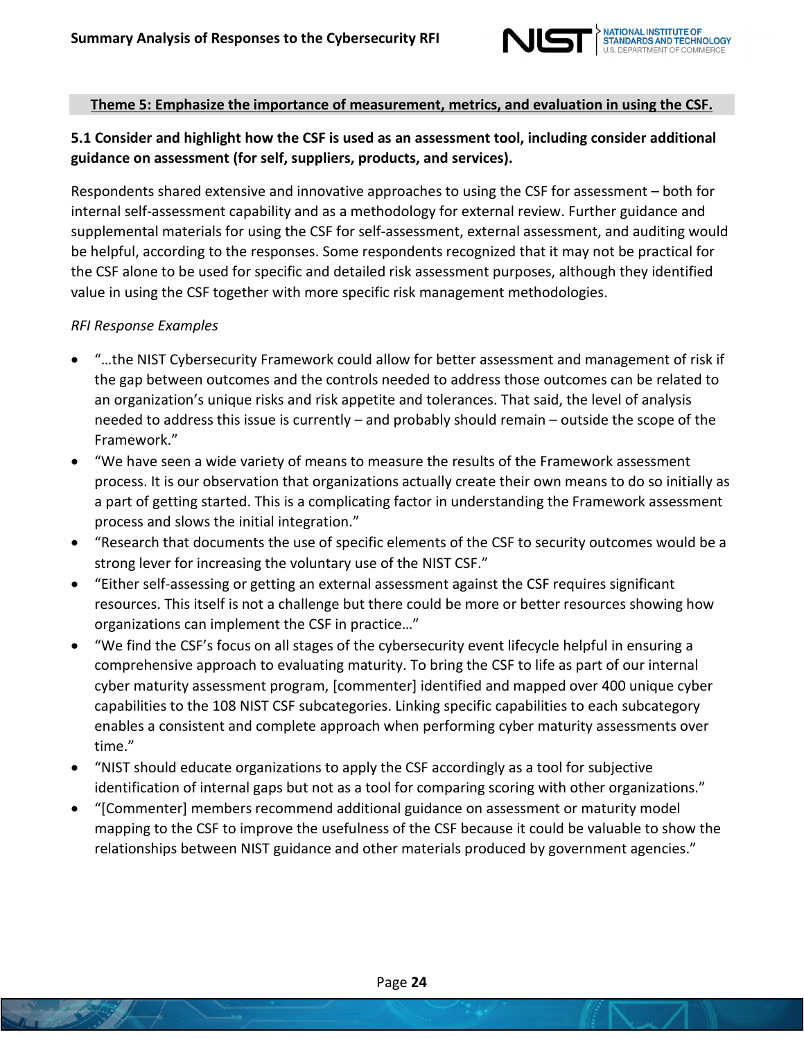## Theme 5: Emphasize the importance of measurement, metrics, and evaluation in using the CSF.

### 5.1 Consider and highlight how the CSF is used as an assessment tool, including consider additional guidance on assessment (for self, suppliers, products, and services).

Respondents shared extensive and innovative approaches to using the CSF for assessment – both for internal self-assessment capability and as a methodology for external review. Further guidance and supplemental materials for using the CSF for self-assessment, external assessment, and auditing would be helpful, according to the responses. Some respondents recognized that it may not be practical for the CSF alone to be used for specific and detailed risk assessment purposes, although they identified value in using the CSF together with more specific risk management methodologies.

*RFI Response Examples*

- "…the NIST Cybersecurity Framework could allow for better assessment and management of risk if the gap between outcomes and the controls needed to address those outcomes can be related to an organization's unique risks and risk appetite and tolerances. That said, the level of analysis needed to address this issue is currently – and probably should remain – outside the scope of the Framework."
- "We have seen a wide variety of means to measure the results of the Framework assessment process. It is our observation that organizations actually create their own means to do so initially as a part of getting started. This is a complicating factor in understanding the Framework assessment process and slows the initial integration."
- "Research that documents the use of specific elements of the CSF to security outcomes would be a strong lever for increasing the voluntary use of the NIST CSF."
- "Either self-assessing or getting an external assessment against the CSF requires significant resources. This itself is not a challenge but there could be more or better resources showing how organizations can implement the CSF in practice…"
- "We find the CSF's focus on all stages of the cybersecurity event lifecycle helpful in ensuring a comprehensive approach to evaluating maturity. To bring the CSF to life as part of our internal cyber maturity assessment program, [commenter] identified and mapped over 400 unique cyber capabilities to the 108 NIST CSF subcategories. Linking specific capabilities to each subcategory enables a consistent and complete approach when performing cyber maturity assessments over time."
- "NIST should educate organizations to apply the CSF accordingly as a tool for subjective identification of internal gaps but not as a tool for comparing scoring with other organizations."
- "[Commenter] members recommend additional guidance on assessment or maturity model mapping to the CSF to improve the usefulness of the CSF because it could be valuable to show the relationships between NIST guidance and other materials produced by government agencies."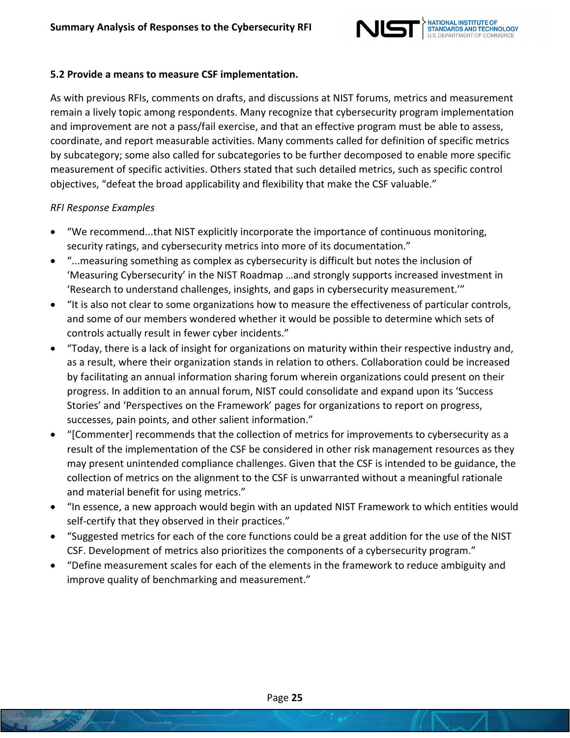### 5.2 Provide a means to measure CSF implementation.

As with previous RFIs, comments on drafts, and discussions at NIST forums, metrics and measurement remain a lively topic among respondents. Many recognize that cybersecurity program implementation and improvement are not a pass/fail exercise, and that an effective program must be able to assess, coordinate, and report measurable activities. Many comments called for definition of specific metrics by subcategory; some also called for subcategories to be further decomposed to enable more specific measurement of specific activities. Others stated that such detailed metrics, such as specific control objectives, "defeat the broad applicability and flexibility that make the CSF valuable."

*RFI Response Examples*

- "We recommend...that NIST explicitly incorporate the importance of continuous monitoring, security ratings, and cybersecurity metrics into more of its documentation."
- "...measuring something as complex as cybersecurity is difficult but notes the inclusion of 'Measuring Cybersecurity' in the NIST Roadmap …and strongly supports increased investment in 'Research to understand challenges, insights, and gaps in cybersecurity measurement.'"
- "It is also not clear to some organizations how to measure the effectiveness of particular controls, and some of our members wondered whether it would be possible to determine which sets of controls actually result in fewer cyber incidents."
- "Today, there is a lack of insight for organizations on maturity within their respective industry and, as a result, where their organization stands in relation to others. Collaboration could be increased by facilitating an annual information sharing forum wherein organizations could present on their progress. In addition to an annual forum, NIST could consolidate and expand upon its 'Success Stories' and 'Perspectives on the Framework' pages for organizations to report on progress, successes, pain points, and other salient information."
- "[Commenter] recommends that the collection of metrics for improvements to cybersecurity as a result of the implementation of the CSF be considered in other risk management resources as they may present unintended compliance challenges. Given that the CSF is intended to be guidance, the collection of metrics on the alignment to the CSF is unwarranted without a meaningful rationale and material benefit for using metrics."
- "In essence, a new approach would begin with an updated NIST Framework to which entities would self-certify that they observed in their practices."
- "Suggested metrics for each of the core functions could be a great addition for the use of the NIST CSF. Development of metrics also prioritizes the components of a cybersecurity program."
- "Define measurement scales for each of the elements in the framework to reduce ambiguity and improve quality of benchmarking and measurement."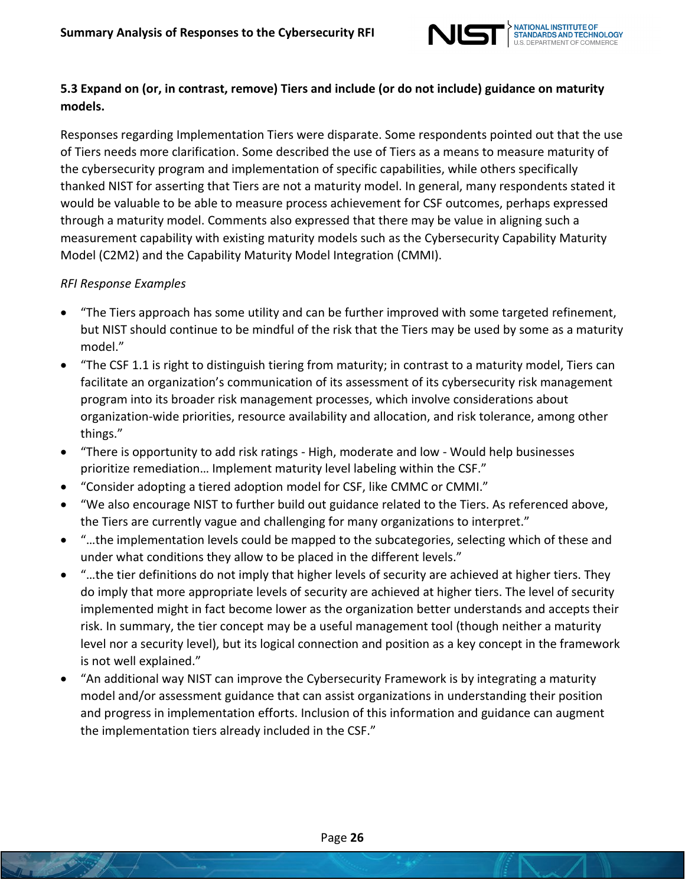### 5.3 Expand on (or, in contrast, remove) Tiers and include (or do not include) guidance on maturity models.

Responses regarding Implementation Tiers were disparate. Some respondents pointed out that the use of Tiers needs more clarification. Some described the use of Tiers as a means to measure maturity of the cybersecurity program and implementation of specific capabilities, while others specifically thanked NIST for asserting that Tiers are not a maturity model. In general, many respondents stated it would be valuable to be able to measure process achievement for CSF outcomes, perhaps expressed through a maturity model. Comments also expressed that there may be value in aligning such a measurement capability with existing maturity models such as the Cybersecurity Capability Maturity Model (C2M2) and the Capability Maturity Model Integration (CMMI).

*RFI Response Examples*

- "The Tiers approach has some utility and can be further improved with some targeted refinement, but NIST should continue to be mindful of the risk that the Tiers may be used by some as a maturity model."
- "The CSF 1.1 is right to distinguish tiering from maturity; in contrast to a maturity model, Tiers can facilitate an organization's communication of its assessment of its cybersecurity risk management program into its broader risk management processes, which involve considerations about organization-wide priorities, resource availability and allocation, and risk tolerance, among other things."
- "There is opportunity to add risk ratings - High, moderate and low - Would help businesses prioritize remediation… Implement maturity level labeling within the CSF."
- "Consider adopting a tiered adoption model for CSF, like CMMC or CMMI."
- "We also encourage NIST to further build out guidance related to the Tiers. As referenced above, the Tiers are currently vague and challenging for many organizations to interpret."
- "…the implementation levels could be mapped to the subcategories, selecting which of these and under what conditions they allow to be placed in the different levels."
- "…the tier definitions do not imply that higher levels of security are achieved at higher tiers. They do imply that more appropriate levels of security are achieved at higher tiers. The level of security implemented might in fact become lower as the organization better understands and accepts their risk. In summary, the tier concept may be a useful management tool (though neither a maturity level nor a security level), but its logical connection and position as a key concept in the framework is not well explained."
- "An additional way NIST can improve the Cybersecurity Framework is by integrating a maturity model and/or assessment guidance that can assist organizations in understanding their position and progress in implementation efforts. Inclusion of this information and guidance can augment the implementation tiers already included in the CSF."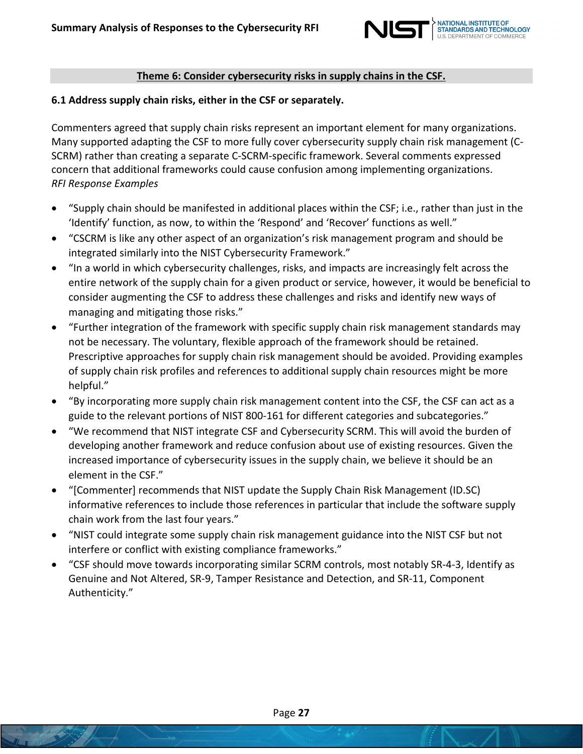## Theme 6: Consider cybersecurity risks in supply chains in the CSF.

### 6.1 Address supply chain risks, either in the CSF or separately.

Commenters agreed that supply chain risks represent an important element for many organizations. Many supported adapting the CSF to more fully cover cybersecurity supply chain risk management (C-SCRM) rather than creating a separate C-SCRM-specific framework. Several comments expressed concern that additional frameworks could cause confusion among implementing organizations.

*RFI Response Examples*

- "Supply chain should be manifested in additional places within the CSF; i.e., rather than just in the 'Identify' function, as now, to within the 'Respond' and 'Recover' functions as well."
- "CSCRM is like any other aspect of an organization's risk management program and should be integrated similarly into the NIST Cybersecurity Framework."
- "In a world in which cybersecurity challenges, risks, and impacts are increasingly felt across the entire network of the supply chain for a given product or service, however, it would be beneficial to consider augmenting the CSF to address these challenges and risks and identify new ways of managing and mitigating those risks."
- "Further integration of the framework with specific supply chain risk management standards may not be necessary. The voluntary, flexible approach of the framework should be retained. Prescriptive approaches for supply chain risk management should be avoided. Providing examples of supply chain risk profiles and references to additional supply chain resources might be more helpful."
- "By incorporating more supply chain risk management content into the CSF, the CSF can act as a guide to the relevant portions of NIST 800-161 for different categories and subcategories."
- "We recommend that NIST integrate CSF and Cybersecurity SCRM. This will avoid the burden of developing another framework and reduce confusion about use of existing resources. Given the increased importance of cybersecurity issues in the supply chain, we believe it should be an element in the CSF."
- "[Commenter] recommends that NIST update the Supply Chain Risk Management (ID.SC) informative references to include those references in particular that include the software supply chain work from the last four years."
- "NIST could integrate some supply chain risk management guidance into the NIST CSF but not interfere or conflict with existing compliance frameworks."
- "CSF should move towards incorporating similar SCRM controls, most notably SR-4-3, Identify as Genuine and Not Altered, SR-9, Tamper Resistance and Detection, and SR-11, Component Authenticity."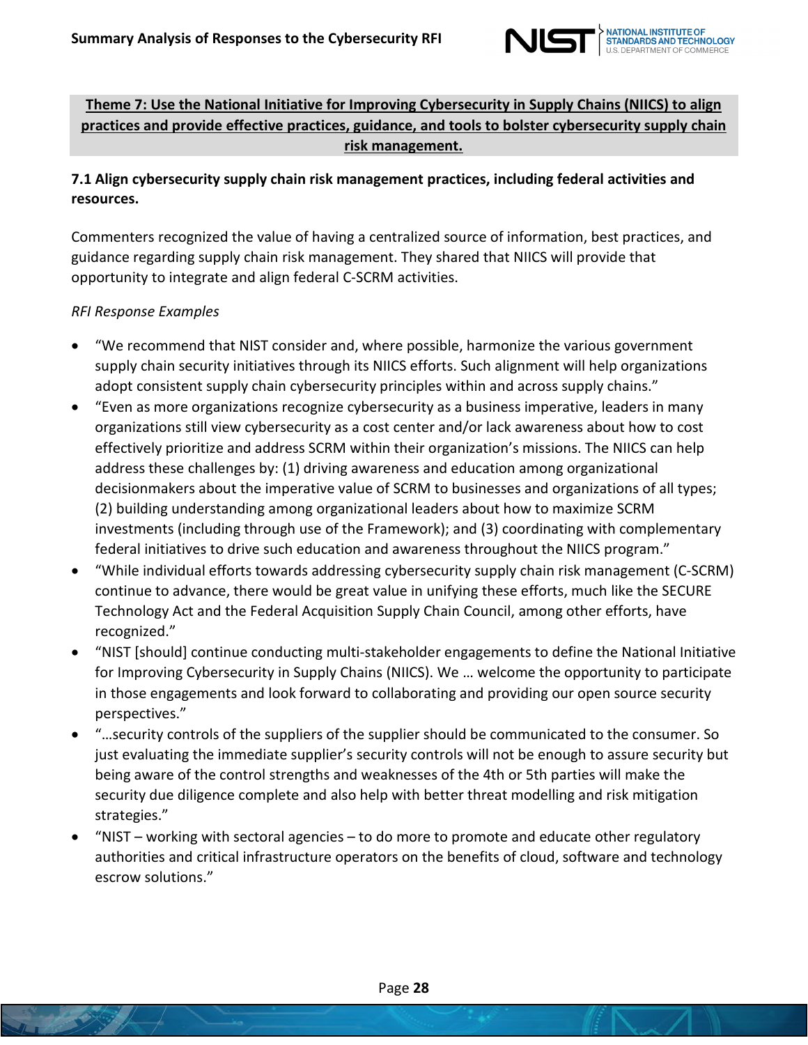**Theme 7: Use the National Initiative for Improving Cybersecurity in Supply Chains (NIICS) to align practices and provide effective practices, guidance, and tools to bolster cybersecurity supply chain risk management.**

### 7.1 Align cybersecurity supply chain risk management practices, including federal activities and resources.

Commenters recognized the value of having a centralized source of information, best practices, and guidance regarding supply chain risk management. They shared that NIICS will provide that opportunity to integrate and align federal C-SCRM activities.

*RFI Response Examples*

- "We recommend that NIST consider and, where possible, harmonize the various government supply chain security initiatives through its NIICS efforts. Such alignment will help organizations adopt consistent supply chain cybersecurity principles within and across supply chains."
- "Even as more organizations recognize cybersecurity as a business imperative, leaders in many organizations still view cybersecurity as a cost center and/or lack awareness about how to cost effectively prioritize and address SCRM within their organization's missions. The NIICS can help address these challenges by: (1) driving awareness and education among organizational decisionmakers about the imperative value of SCRM to businesses and organizations of all types; (2) building understanding among organizational leaders about how to maximize SCRM investments (including through use of the Framework); and (3) coordinating with complementary federal initiatives to drive such education and awareness throughout the NIICS program."
- "While individual efforts towards addressing cybersecurity supply chain risk management (C-SCRM) continue to advance, there would be great value in unifying these efforts, much like the SECURE Technology Act and the Federal Acquisition Supply Chain Council, among other efforts, have recognized."
- "NIST [should] continue conducting multi-stakeholder engagements to define the National Initiative for Improving Cybersecurity in Supply Chains (NIICS). We … welcome the opportunity to participate in those engagements and look forward to collaborating and providing our open source security perspectives."
- "…security controls of the suppliers of the supplier should be communicated to the consumer. So just evaluating the immediate supplier's security controls will not be enough to assure security but being aware of the control strengths and weaknesses of the 4th or 5th parties will make the security due diligence complete and also help with better threat modelling and risk mitigation strategies."
- "NIST – working with sectoral agencies – to do more to promote and educate other regulatory authorities and critical infrastructure operators on the benefits of cloud, software and technology escrow solutions."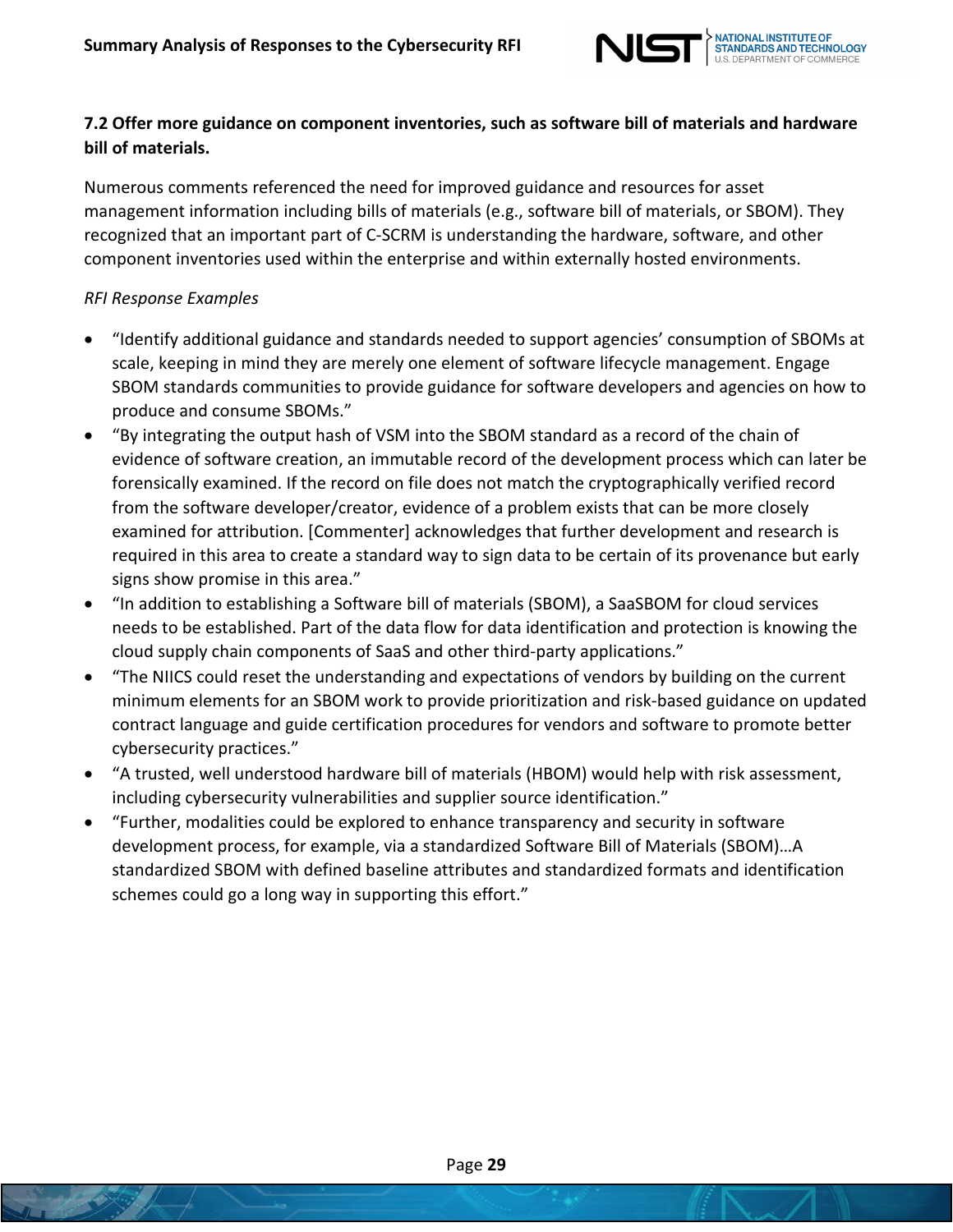### 7.2 Offer more guidance on component inventories, such as software bill of materials and hardware bill of materials.

Numerous comments referenced the need for improved guidance and resources for asset management information including bills of materials (e.g., software bill of materials, or SBOM). They recognized that an important part of C-SCRM is understanding the hardware, software, and other component inventories used within the enterprise and within externally hosted environments.

*RFI Response Examples*

- "Identify additional guidance and standards needed to support agencies' consumption of SBOMs at scale, keeping in mind they are merely one element of software lifecycle management. Engage SBOM standards communities to provide guidance for software developers and agencies on how to produce and consume SBOMs."
- "By integrating the output hash of VSM into the SBOM standard as a record of the chain of evidence of software creation, an immutable record of the development process which can later be forensically examined. If the record on file does not match the cryptographically verified record from the software developer/creator, evidence of a problem exists that can be more closely examined for attribution. [Commenter] acknowledges that further development and research is required in this area to create a standard way to sign data to be certain of its provenance but early signs show promise in this area."
- "In addition to establishing a Software bill of materials (SBOM), a SaaSBOM for cloud services needs to be established. Part of the data flow for data identification and protection is knowing the cloud supply chain components of SaaS and other third-party applications."
- "The NIICS could reset the understanding and expectations of vendors by building on the current minimum elements for an SBOM work to provide prioritization and risk-based guidance on updated contract language and guide certification procedures for vendors and software to promote better cybersecurity practices."
- "A trusted, well understood hardware bill of materials (HBOM) would help with risk assessment, including cybersecurity vulnerabilities and supplier source identification."
- "Further, modalities could be explored to enhance transparency and security in software development process, for example, via a standardized Software Bill of Materials (SBOM)…A standardized SBOM with defined baseline attributes and standardized formats and identification schemes could go a long way in supporting this effort."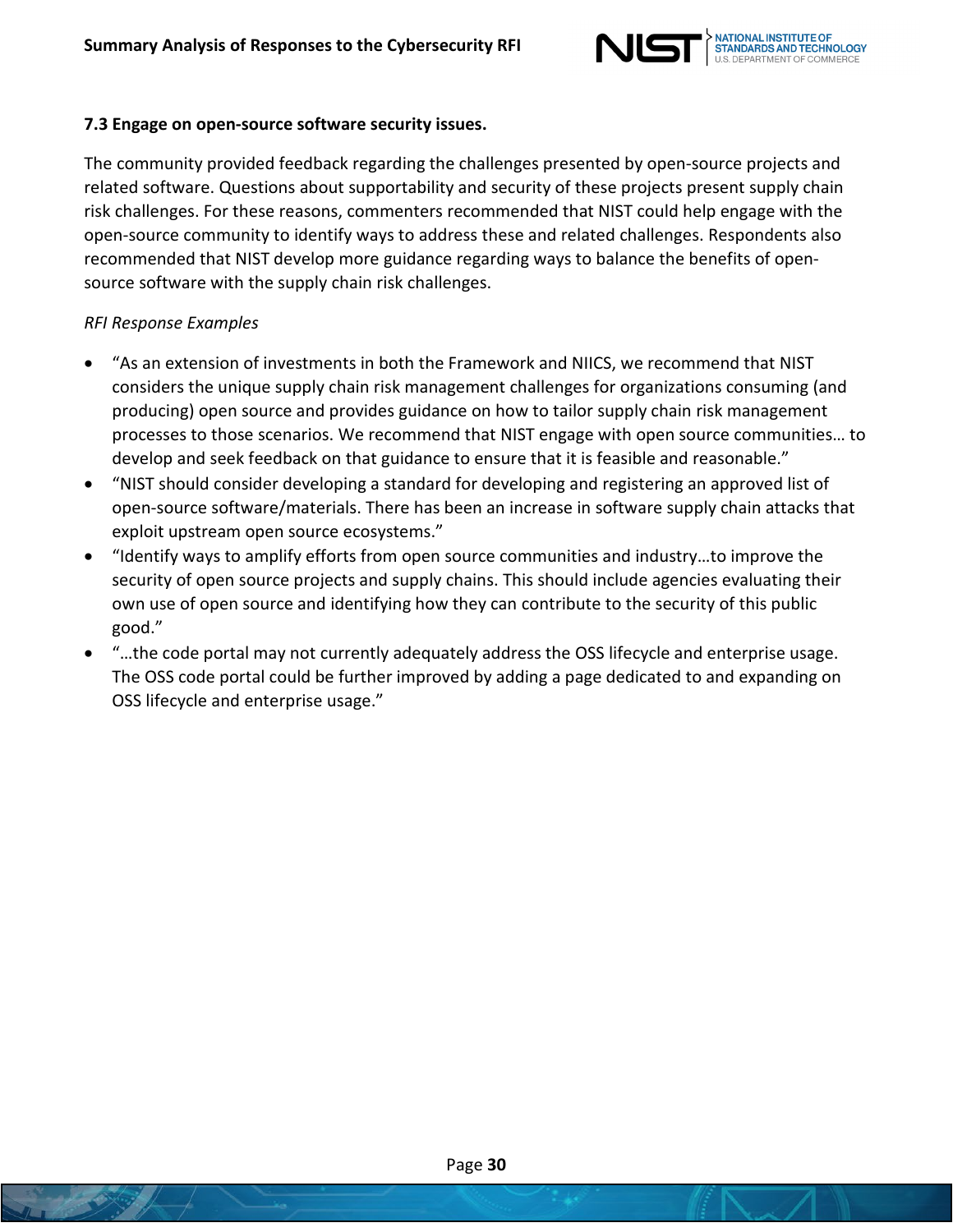### 7.3 Engage on open-source software security issues.

The community provided feedback regarding the challenges presented by open-source projects and related software. Questions about supportability and security of these projects present supply chain risk challenges. For these reasons, commenters recommended that NIST could help engage with the open-source community to identify ways to address these and related challenges. Respondents also recommended that NIST develop more guidance regarding ways to balance the benefits of open-source software with the supply chain risk challenges.

*RFI Response Examples*

- "As an extension of investments in both the Framework and NIICS, we recommend that NIST considers the unique supply chain risk management challenges for organizations consuming (and producing) open source and provides guidance on how to tailor supply chain risk management processes to those scenarios. We recommend that NIST engage with open source communities… to develop and seek feedback on that guidance to ensure that it is feasible and reasonable."
- "NIST should consider developing a standard for developing and registering an approved list of open-source software/materials. There has been an increase in software supply chain attacks that exploit upstream open source ecosystems."
- "Identify ways to amplify efforts from open source communities and industry…to improve the security of open source projects and supply chains. This should include agencies evaluating their own use of open source and identifying how they can contribute to the security of this public good."
- "…the code portal may not currently adequately address the OSS lifecycle and enterprise usage. The OSS code portal could be further improved by adding a page dedicated to and expanding on OSS lifecycle and enterprise usage."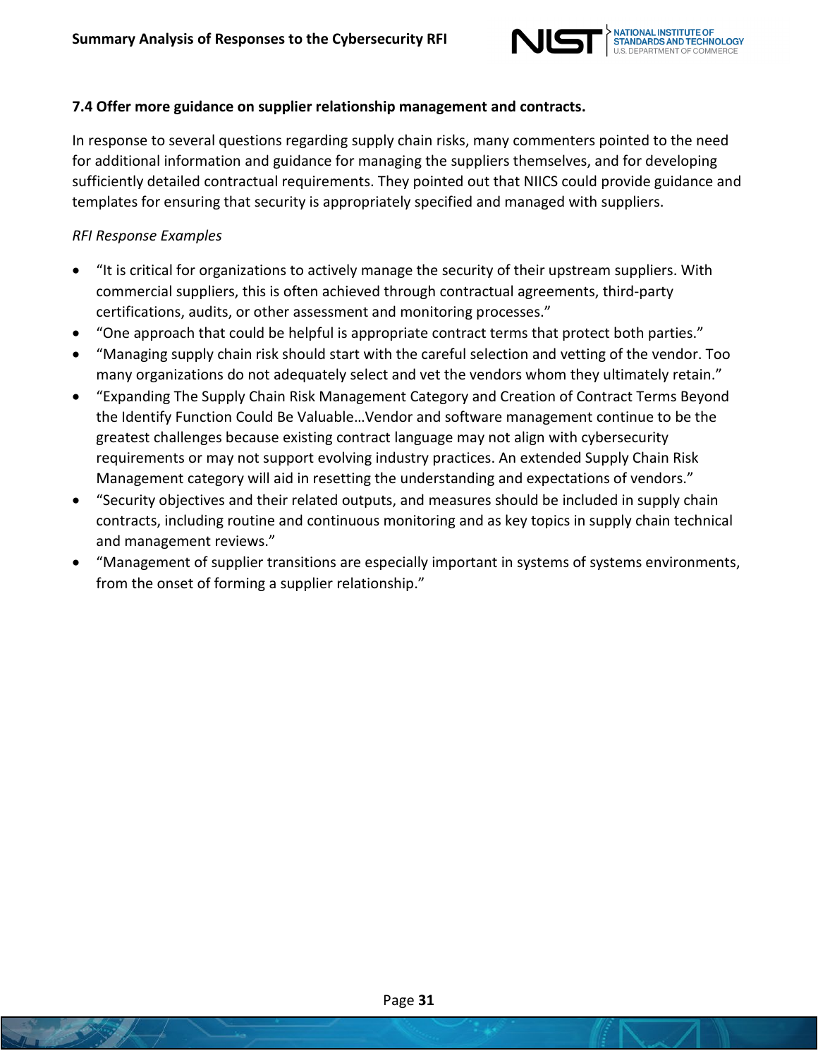### 7.4 Offer more guidance on supplier relationship management and contracts.

In response to several questions regarding supply chain risks, many commenters pointed to the need for additional information and guidance for managing the suppliers themselves, and for developing sufficiently detailed contractual requirements. They pointed out that NIICS could provide guidance and templates for ensuring that security is appropriately specified and managed with suppliers.

*RFI Response Examples*

- “It is critical for organizations to actively manage the security of their upstream suppliers. With commercial suppliers, this is often achieved through contractual agreements, third-party certifications, audits, or other assessment and monitoring processes.”
- “One approach that could be helpful is appropriate contract terms that protect both parties.”
- “Managing supply chain risk should start with the careful selection and vetting of the vendor. Too many organizations do not adequately select and vet the vendors whom they ultimately retain.”
- “Expanding The Supply Chain Risk Management Category and Creation of Contract Terms Beyond the Identify Function Could Be Valuable…Vendor and software management continue to be the greatest challenges because existing contract language may not align with cybersecurity requirements or may not support evolving industry practices. An extended Supply Chain Risk Management category will aid in resetting the understanding and expectations of vendors.”
- “Security objectives and their related outputs, and measures should be included in supply chain contracts, including routine and continuous monitoring and as key topics in supply chain technical and management reviews.”
- “Management of supplier transitions are especially important in systems of systems environments, from the onset of forming a supplier relationship.”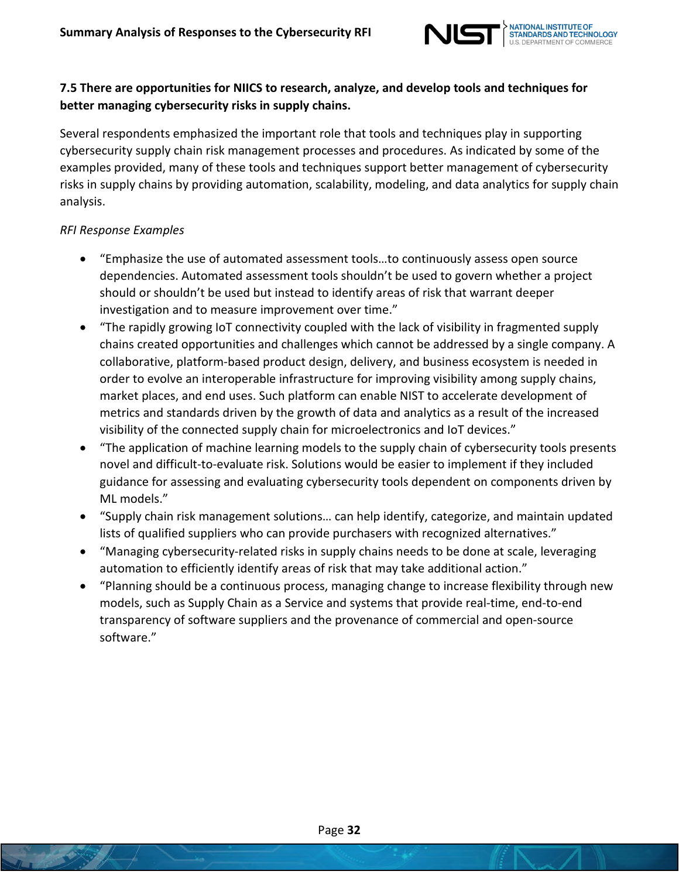### 7.5 There are opportunities for NIICS to research, analyze, and develop tools and techniques for better managing cybersecurity risks in supply chains.

Several respondents emphasized the important role that tools and techniques play in supporting cybersecurity supply chain risk management processes and procedures. As indicated by some of the examples provided, many of these tools and techniques support better management of cybersecurity risks in supply chains by providing automation, scalability, modeling, and data analytics for supply chain analysis.

*RFI Response Examples*

- "Emphasize the use of automated assessment tools…to continuously assess open source dependencies. Automated assessment tools shouldn't be used to govern whether a project should or shouldn't be used but instead to identify areas of risk that warrant deeper investigation and to measure improvement over time."
- "The rapidly growing IoT connectivity coupled with the lack of visibility in fragmented supply chains created opportunities and challenges which cannot be addressed by a single company. A collaborative, platform-based product design, delivery, and business ecosystem is needed in order to evolve an interoperable infrastructure for improving visibility among supply chains, market places, and end uses. Such platform can enable NIST to accelerate development of metrics and standards driven by the growth of data and analytics as a result of the increased visibility of the connected supply chain for microelectronics and IoT devices."
- "The application of machine learning models to the supply chain of cybersecurity tools presents novel and difficult-to-evaluate risk. Solutions would be easier to implement if they included guidance for assessing and evaluating cybersecurity tools dependent on components driven by ML models."
- "Supply chain risk management solutions… can help identify, categorize, and maintain updated lists of qualified suppliers who can provide purchasers with recognized alternatives."
- "Managing cybersecurity-related risks in supply chains needs to be done at scale, leveraging automation to efficiently identify areas of risk that may take additional action."
- "Planning should be a continuous process, managing change to increase flexibility through new models, such as Supply Chain as a Service and systems that provide real-time, end-to-end transparency of software suppliers and the provenance of commercial and open-source software."